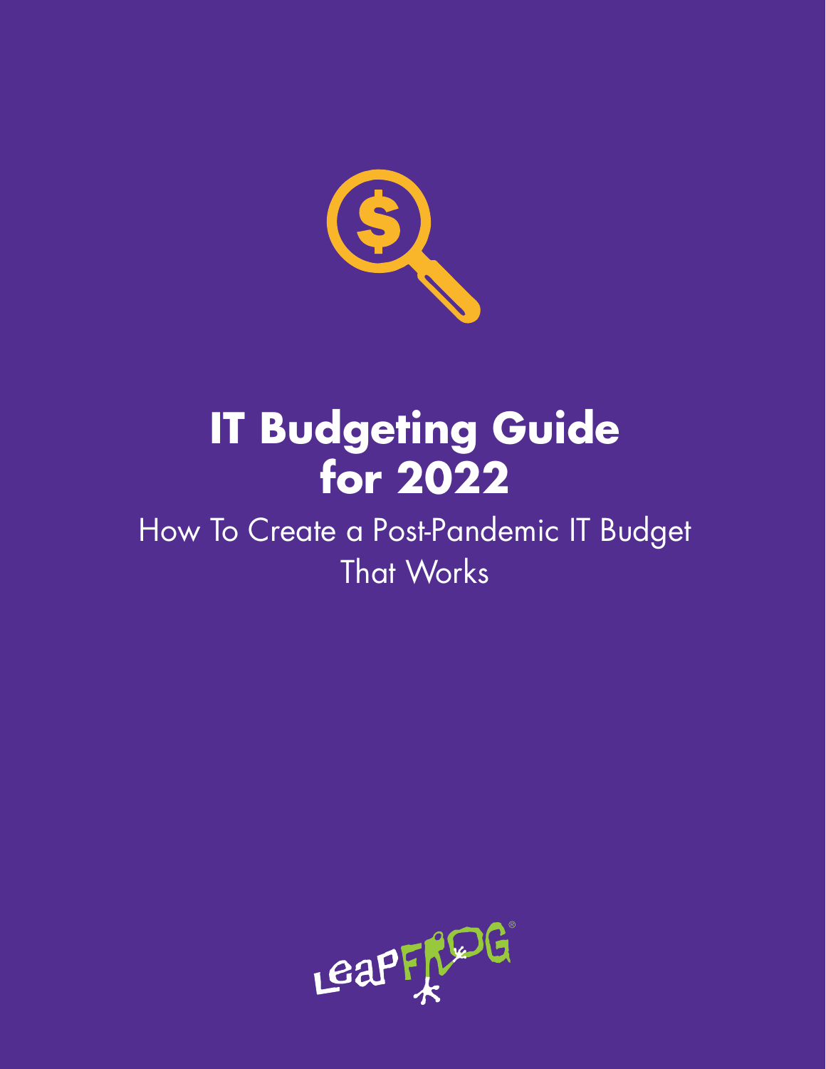# IT Budgeting Guide for 2022

How To Create a Post-Pandemic IT Budget That Works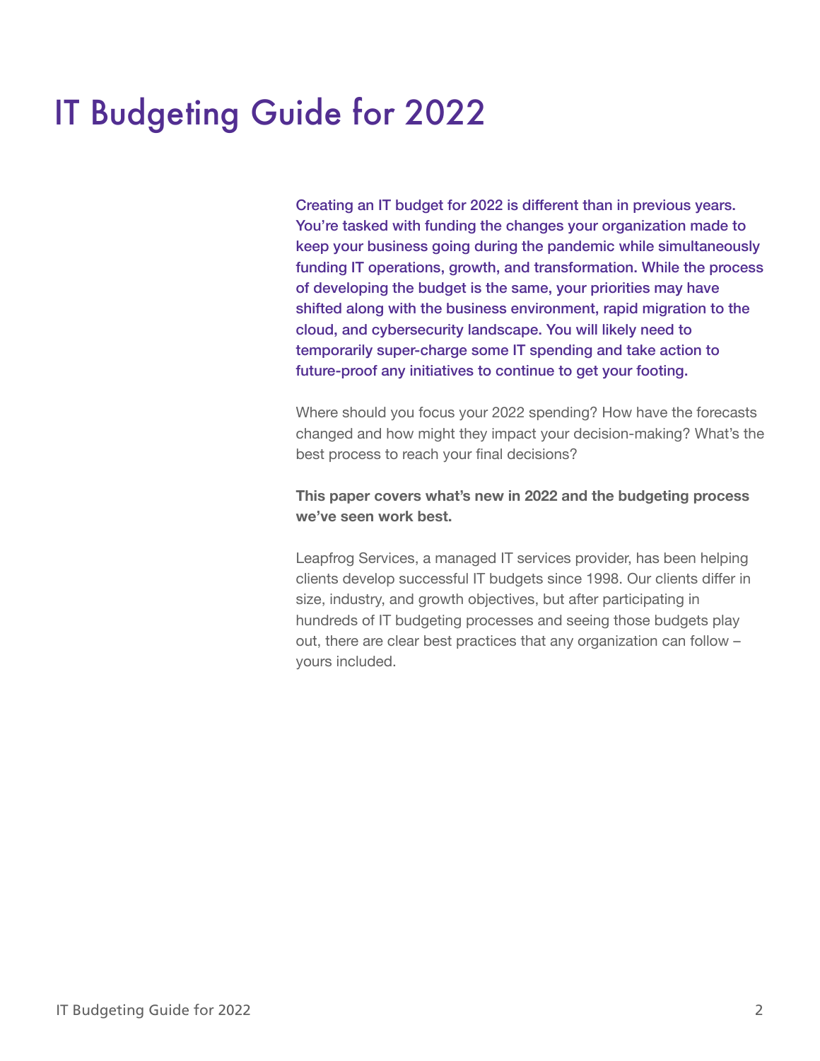# IT Budgeting Guide for 2022

Creating an IT budget for 2022 is different than in previous years. You're tasked with funding the changes your organization made to keep your business going during the pandemic while simultaneously funding IT operations, growth, and transformation. While the process of developing the budget is the same, your priorities may have shifted along with the business environment, rapid migration to the cloud, and cybersecurity landscape. You will likely need to temporarily super-charge some IT spending and take action to future-proof any initiatives to continue to get your footing.

Where should you focus your 2022 spending? How have the forecasts changed and how might they impact your decision-making? What's the best process to reach your final decisions?

**This paper covers what's new in 2022 and the budgeting process we've seen work best.**

Leapfrog Services, a managed IT services provider, has been helping clients develop successful IT budgets since 1998. Our clients differ in size, industry, and growth objectives, but after participating in hundreds of IT budgeting processes and seeing those budgets play out, there are clear best practices that any organization can follow – yours included.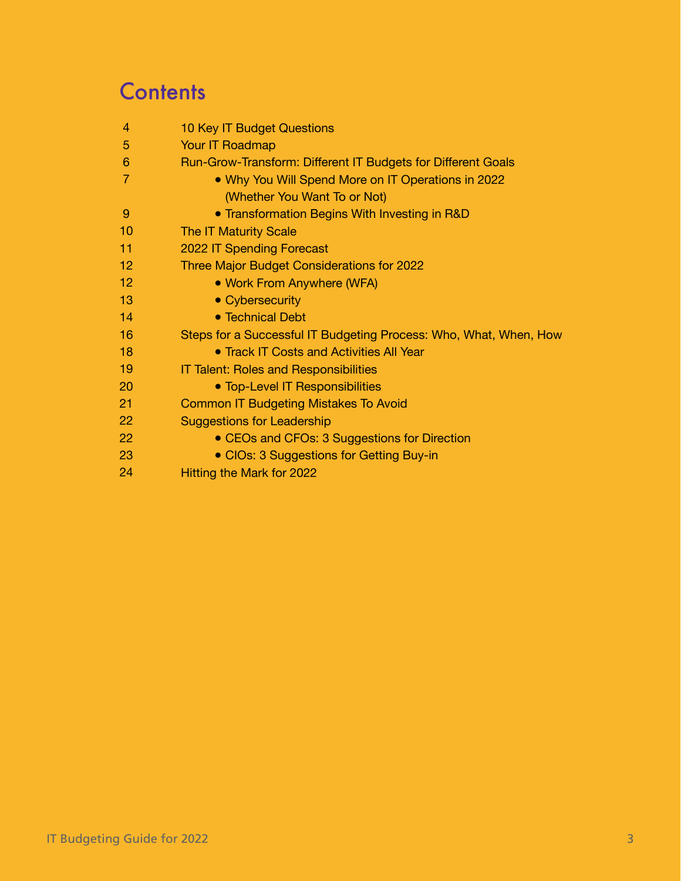# Contents

| | |
|---|---|
| 4 | 10 Key IT Budget Questions |
| 5 | Your IT Roadmap |
| 6 | Run-Grow-Transform: Different IT Budgets for Different Goals |
| 7 | • Why You Will Spend More on IT Operations in 2022 (Whether You Want To or Not) |
| 9 | • Transformation Begins With Investing in R&D |
| 10 | The IT Maturity Scale |
| 11 | 2022 IT Spending Forecast |
| 12 | Three Major Budget Considerations for 2022 |
| 12 | • Work From Anywhere (WFA) |
| 13 | • Cybersecurity |
| 14 | • Technical Debt |
| 16 | Steps for a Successful IT Budgeting Process: Who, What, When, How |
| 18 | • Track IT Costs and Activities All Year |
| 19 | IT Talent: Roles and Responsibilities |
| 20 | • Top-Level IT Responsibilities |
| 21 | Common IT Budgeting Mistakes To Avoid |
| 22 | Suggestions for Leadership |
| 22 | • CEOs and CFOs: 3 Suggestions for Direction |
| 23 | • CIOs: 3 Suggestions for Getting Buy-in |
| 24 | Hitting the Mark for 2022 |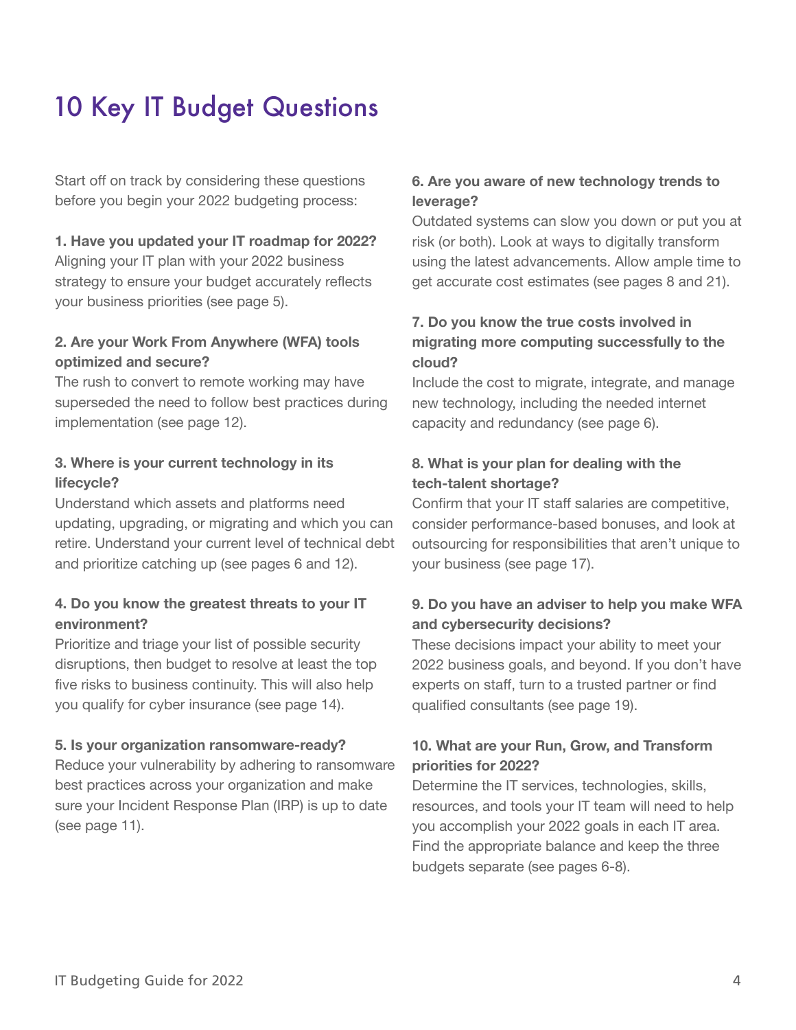# 10 Key IT Budget Questions

Start off on track by considering these questions before you begin your 2022 budgeting process:

**1. Have you updated your IT roadmap for 2022?**
Aligning your IT plan with your 2022 business strategy to ensure your budget accurately reflects your business priorities (see page 5).

**2. Are your Work From Anywhere (WFA) tools optimized and secure?**
The rush to convert to remote working may have superseded the need to follow best practices during implementation (see page 12).

**3. Where is your current technology in its lifecycle?**
Understand which assets and platforms need updating, upgrading, or migrating and which you can retire. Understand your current level of technical debt and prioritize catching up (see pages 6 and 12).

**4. Do you know the greatest threats to your IT environment?**
Prioritize and triage your list of possible security disruptions, then budget to resolve at least the top five risks to business continuity. This will also help you qualify for cyber insurance (see page 14).

**5. Is your organization ransomware-ready?**
Reduce your vulnerability by adhering to ransomware best practices across your organization and make sure your Incident Response Plan (IRP) is up to date (see page 11).

**6. Are you aware of new technology trends to leverage?**
Outdated systems can slow you down or put you at risk (or both). Look at ways to digitally transform using the latest advancements. Allow ample time to get accurate cost estimates (see pages 8 and 21).

**7. Do you know the true costs involved in migrating more computing successfully to the cloud?**
Include the cost to migrate, integrate, and manage new technology, including the needed internet capacity and redundancy (see page 6).

**8. What is your plan for dealing with the tech-talent shortage?**
Confirm that your IT staff salaries are competitive, consider performance-based bonuses, and look at outsourcing for responsibilities that aren't unique to your business (see page 17).

**9. Do you have an adviser to help you make WFA and cybersecurity decisions?**
These decisions impact your ability to meet your 2022 business goals, and beyond. If you don't have experts on staff, turn to a trusted partner or find qualified consultants (see page 19).

**10. What are your Run, Grow, and Transform priorities for 2022?**
Determine the IT services, technologies, skills, resources, and tools your IT team will need to help you accomplish your 2022 goals in each IT area. Find the appropriate balance and keep the three budgets separate (see pages 6-8).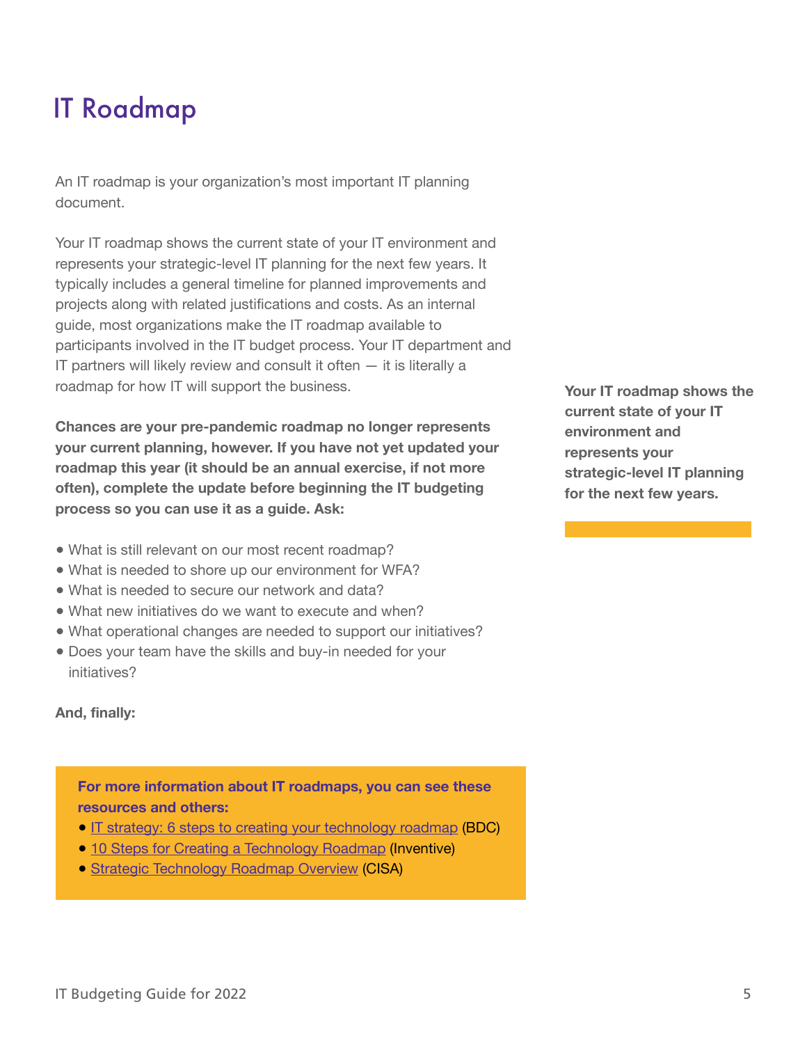# IT Roadmap

An IT roadmap is your organization's most important IT planning document.

Your IT roadmap shows the current state of your IT environment and represents your strategic-level IT planning for the next few years. It typically includes a general timeline for planned improvements and projects along with related justifications and costs. As an internal guide, most organizations make the IT roadmap available to participants involved in the IT budget process. Your IT department and IT partners will likely review and consult it often — it is literally a roadmap for how IT will support the business.

**Your IT roadmap shows the current state of your IT environment and represents your strategic-level IT planning for the next few years.**

**Chances are your pre-pandemic roadmap no longer represents your current planning, however. If you have not yet updated your roadmap this year (it should be an annual exercise, if not more often), complete the update before beginning the IT budgeting process so you can use it as a guide. Ask:**

- What is still relevant on our most recent roadmap?
- What is needed to shore up our environment for WFA?
- What is needed to secure our network and data?
- What new initiatives do we want to execute and when?
- What operational changes are needed to support our initiatives?
- Does your team have the skills and buy-in needed for your initiatives?

**And, finally:**

**For more information about IT roadmaps, you can see these resources and others:**

- IT strategy: 6 steps to creating your technology roadmap (BDC)
- 10 Steps for Creating a Technology Roadmap (Inventive)
- Strategic Technology Roadmap Overview (CISA)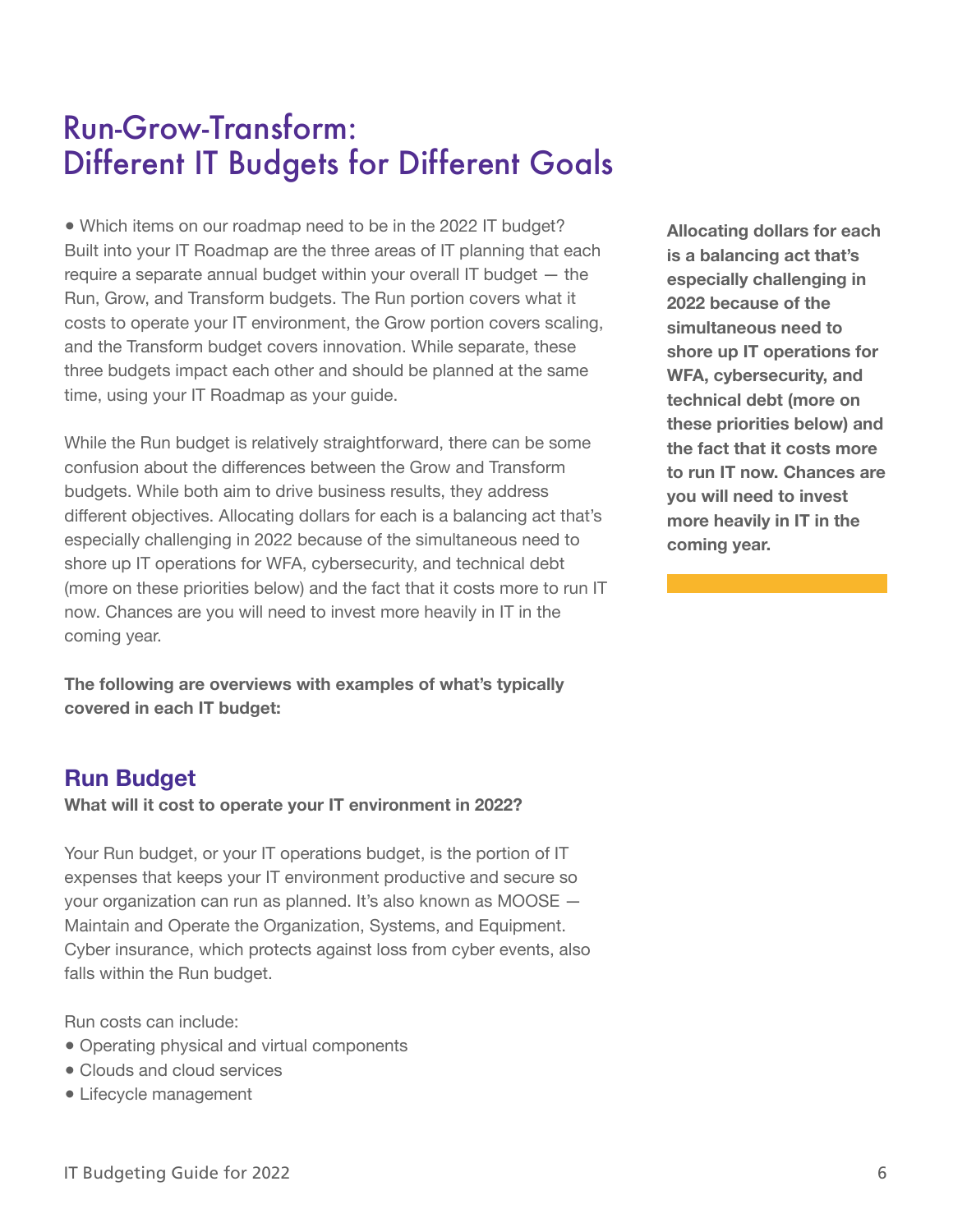# Run-Grow-Transform: Different IT Budgets for Different Goals

• Which items on our roadmap need to be in the 2022 IT budget? Built into your IT Roadmap are the three areas of IT planning that each require a separate annual budget within your overall IT budget — the Run, Grow, and Transform budgets. The Run portion covers what it costs to operate your IT environment, the Grow portion covers scaling, and the Transform budget covers innovation. While separate, these three budgets impact each other and should be planned at the same time, using your IT Roadmap as your guide.

While the Run budget is relatively straightforward, there can be some confusion about the differences between the Grow and Transform budgets. While both aim to drive business results, they address different objectives. Allocating dollars for each is a balancing act that's especially challenging in 2022 because of the simultaneous need to shore up IT operations for WFA, cybersecurity, and technical debt (more on these priorities below) and the fact that it costs more to run IT now. Chances are you will need to invest more heavily in IT in the coming year.

**Allocating dollars for each is a balancing act that's especially challenging in 2022 because of the simultaneous need to shore up IT operations for WFA, cybersecurity, and technical debt (more on these priorities below) and the fact that it costs more to run IT now. Chances are you will need to invest more heavily in IT in the coming year.**

**The following are overviews with examples of what's typically covered in each IT budget:**

## Run Budget

**What will it cost to operate your IT environment in 2022?**

Your Run budget, or your IT operations budget, is the portion of IT expenses that keeps your IT environment productive and secure so your organization can run as planned. It's also known as MOOSE — Maintain and Operate the Organization, Systems, and Equipment. Cyber insurance, which protects against loss from cyber events, also falls within the Run budget.

Run costs can include:

- Operating physical and virtual components
- Clouds and cloud services
- Lifecycle management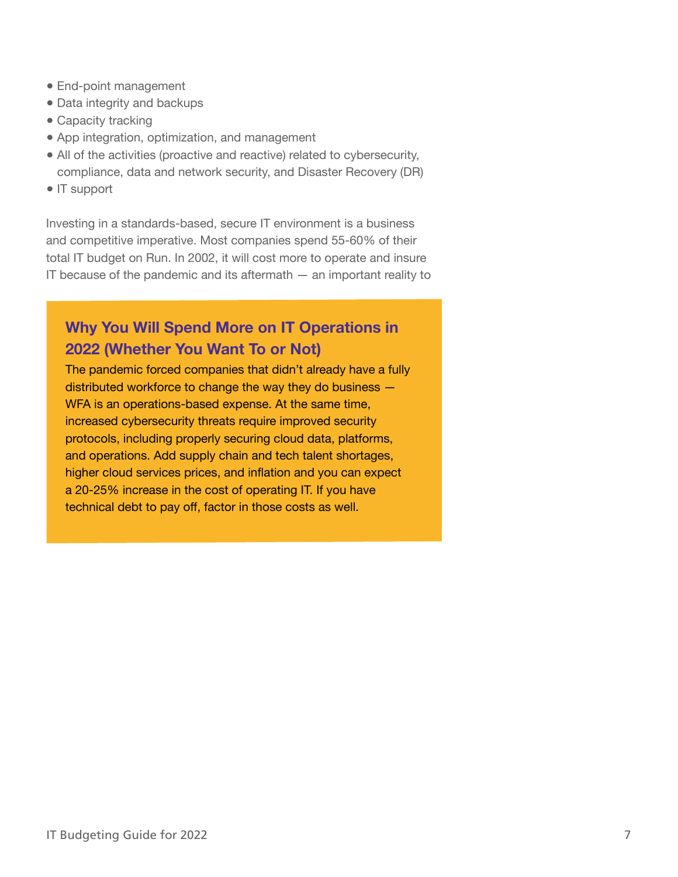- End-point management
- Data integrity and backups
- Capacity tracking
- App integration, optimization, and management
- All of the activities (proactive and reactive) related to cybersecurity, compliance, data and network security, and Disaster Recovery (DR)
- IT support

Investing in a standards-based, secure IT environment is a business and competitive imperative. Most companies spend 55-60% of their total IT budget on Run. In 2002, it will cost more to operate and insure IT because of the pandemic and its aftermath — an important reality to

### Why You Will Spend More on IT Operations in 2022 (Whether You Want To or Not)

The pandemic forced companies that didn't already have a fully distributed workforce to change the way they do business — WFA is an operations-based expense. At the same time, increased cybersecurity threats require improved security protocols, including properly securing cloud data, platforms, and operations. Add supply chain and tech talent shortages, higher cloud services prices, and inflation and you can expect a 20-25% increase in the cost of operating IT. If you have technical debt to pay off, factor in those costs as well.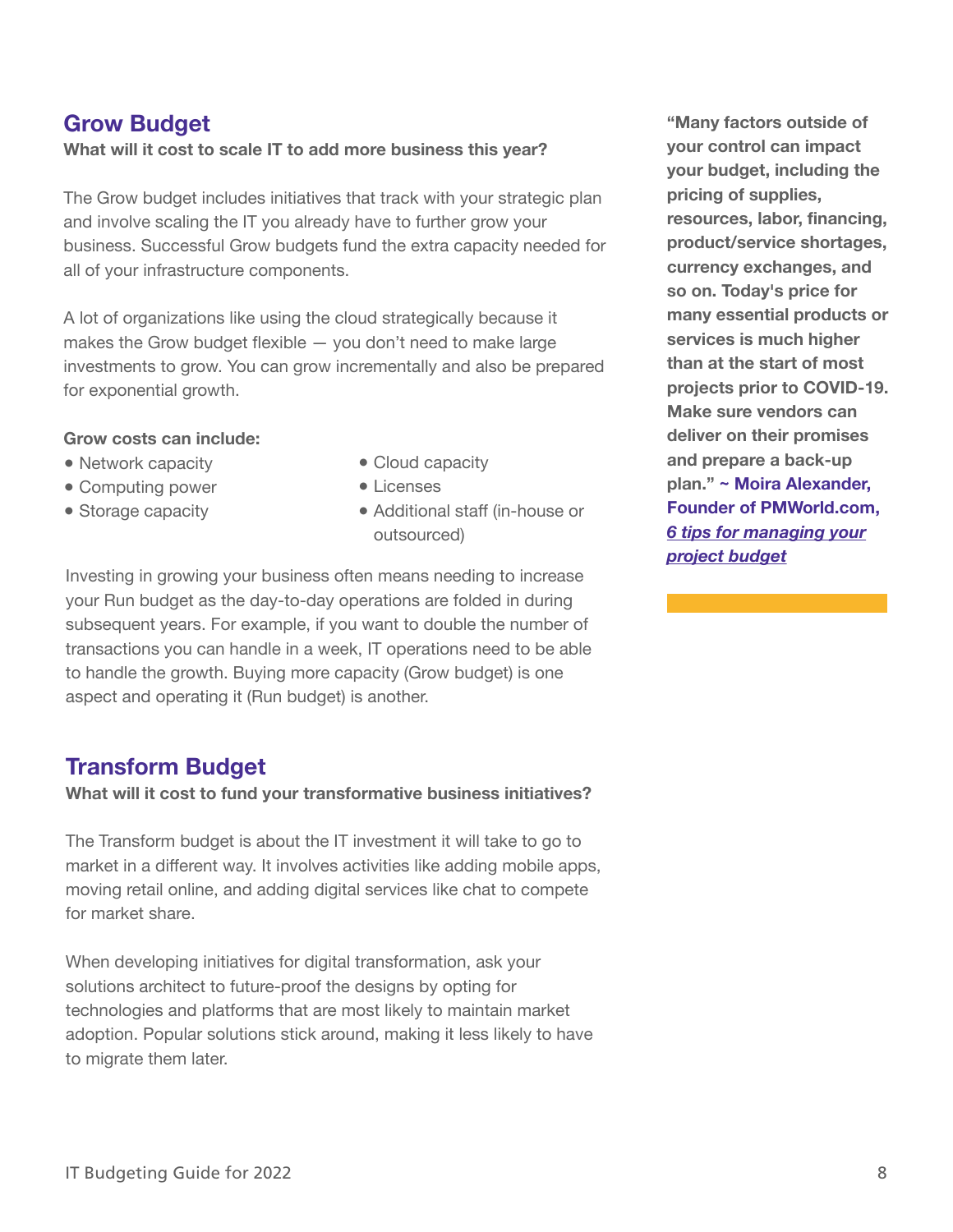## Grow Budget

**What will it cost to scale IT to add more business this year?**

The Grow budget includes initiatives that track with your strategic plan and involve scaling the IT you already have to further grow your business. Successful Grow budgets fund the extra capacity needed for all of your infrastructure components.

A lot of organizations like using the cloud strategically because it makes the Grow budget flexible — you don't need to make large investments to grow. You can grow incrementally and also be prepared for exponential growth.

**Grow costs can include:**

- Network capacity
- Computing power
- Storage capacity
- Cloud capacity
- Licenses
- Additional staff (in-house or outsourced)

Investing in growing your business often means needing to increase your Run budget as the day-to-day operations are folded in during subsequent years. For example, if you want to double the number of transactions you can handle in a week, IT operations need to be able to handle the growth. Buying more capacity (Grow budget) is one aspect and operating it (Run budget) is another.

## Transform Budget

**What will it cost to fund your transformative business initiatives?**

The Transform budget is about the IT investment it will take to go to market in a different way. It involves activities like adding mobile apps, moving retail online, and adding digital services like chat to compete for market share.

When developing initiatives for digital transformation, ask your solutions architect to future-proof the designs by opting for technologies and platforms that are most likely to maintain market adoption. Popular solutions stick around, making it less likely to have to migrate them later.

**"Many factors outside of your control can impact your budget, including the pricing of supplies, resources, labor, financing, product/service shortages, currency exchanges, and so on. Today's price for many essential products or services is much higher than at the start of most projects prior to COVID-19. Make sure vendors can deliver on their promises and prepare a back-up plan." ~ Moira Alexander, Founder of PMWorld.com, *6 tips for managing your project budget***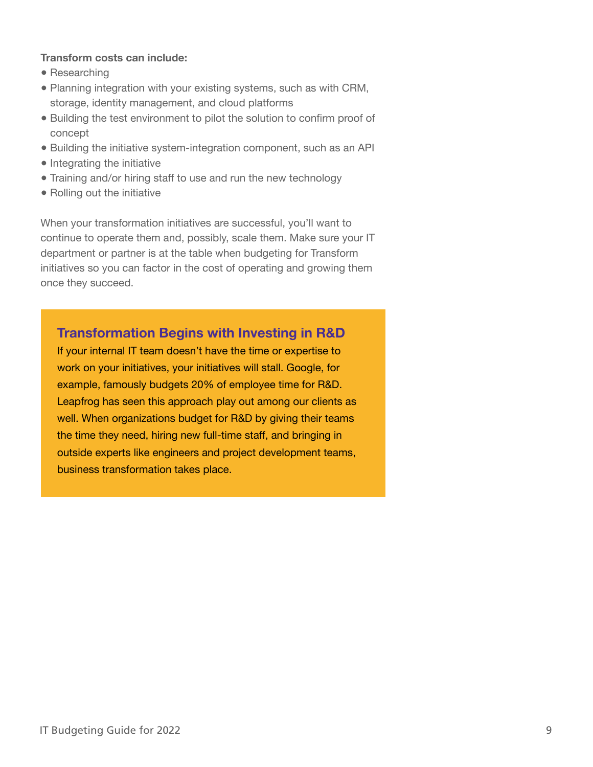**Transform costs can include:**

- Researching
- Planning integration with your existing systems, such as with CRM, storage, identity management, and cloud platforms
- Building the test environment to pilot the solution to confirm proof of concept
- Building the initiative system-integration component, such as an API
- Integrating the initiative
- Training and/or hiring staff to use and run the new technology
- Rolling out the initiative

When your transformation initiatives are successful, you'll want to continue to operate them and, possibly, scale them. Make sure your IT department or partner is at the table when budgeting for Transform initiatives so you can factor in the cost of operating and growing them once they succeed.

### Transformation Begins with Investing in R&D

If your internal IT team doesn't have the time or expertise to work on your initiatives, your initiatives will stall. Google, for example, famously budgets 20% of employee time for R&D. Leapfrog has seen this approach play out among our clients as well. When organizations budget for R&D by giving their teams the time they need, hiring new full-time staff, and bringing in outside experts like engineers and project development teams, business transformation takes place.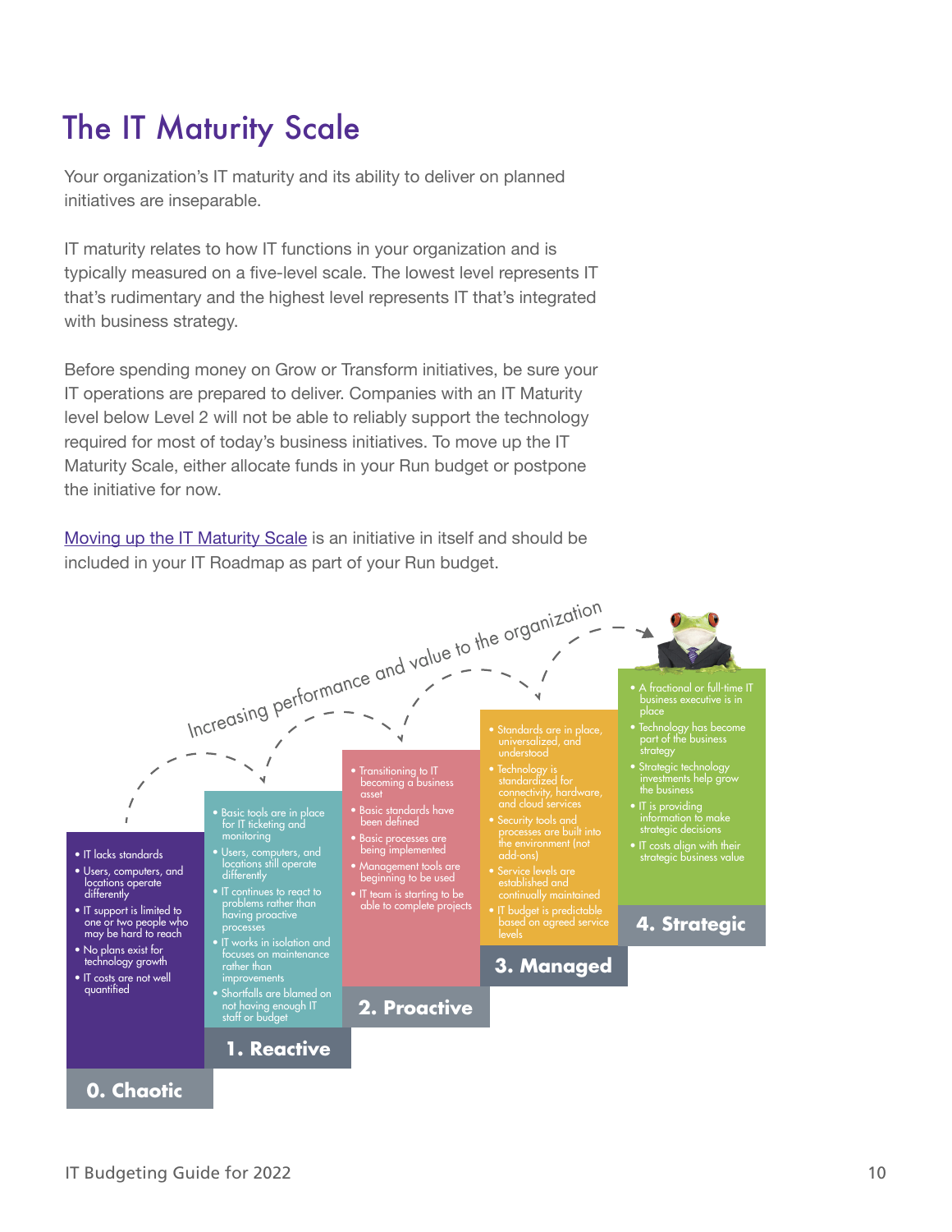# The IT Maturity Scale

Your organization's IT maturity and its ability to deliver on planned initiatives are inseparable.

IT maturity relates to how IT functions in your organization and is typically measured on a five-level scale. The lowest level represents IT that's rudimentary and the highest level represents IT that's integrated with business strategy.

Before spending money on Grow or Transform initiatives, be sure your IT operations are prepared to deliver. Companies with an IT Maturity level below Level 2 will not be able to reliably support the technology required for most of today's business initiatives. To move up the IT Maturity Scale, either allocate funds in your Run budget or postpone the initiative for now.

[Moving up the IT Maturity Scale]() is an initiative in itself and should be included in your IT Roadmap as part of your Run budget.

*Increasing performance and value to the organization*

**0. Chaotic**

- IT lacks standards
- Users, computers, and locations operate differently
- IT support is limited to one or two people who may be hard to reach
- No plans exist for technology growth
- IT costs are not well quantified

**1. Reactive**

- Basic tools are in place for IT ticketing and monitoring
- Users, computers, and locations still operate differently
- IT continues to react to problems rather than having proactive processes
- IT works in isolation and focuses on maintenance rather than improvements
- Shortfalls are blamed on not having enough IT staff or budget

**2. Proactive**

- Transitioning to IT becoming a business asset
- Basic standards have been defined
- Basic processes are being implemented
- Management tools are beginning to be used
- IT team is starting to be able to complete projects

**3. Managed**

- Standards are in place, universalized, and understood
- Technology is standardized for connectivity, hardware, and cloud services
- Security tools and processes are built into the environment (not add-ons)
- Service levels are established and continually maintained
- IT budget is predictable based on agreed service levels

**4. Strategic**

- A fractional or full-time IT business executive is in place
- Technology has become part of the business strategy
- Strategic technology investments help grow the business
- IT is providing information to make strategic decisions
- IT costs align with their strategic business value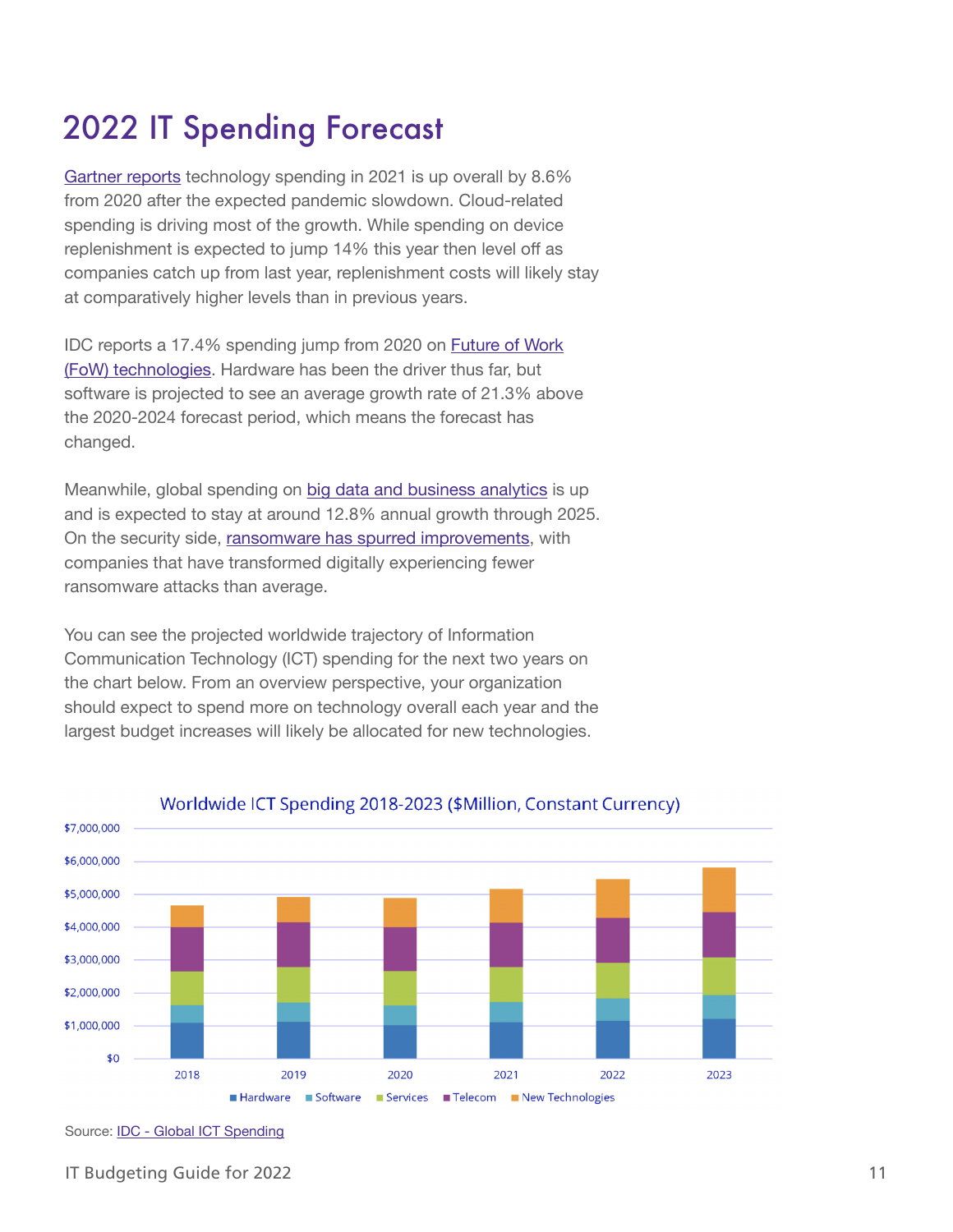# 2022 IT Spending Forecast

Gartner reports technology spending in 2021 is up overall by 8.6% from 2020 after the expected pandemic slowdown. Cloud-related spending is driving most of the growth. While spending on device replenishment is expected to jump 14% this year then level off as companies catch up from last year, replenishment costs will likely stay at comparatively higher levels than in previous years.

IDC reports a 17.4% spending jump from 2020 on Future of Work (FoW) technologies. Hardware has been the driver thus far, but software is projected to see an average growth rate of 21.3% above the 2020-2024 forecast period, which means the forecast has changed.

Meanwhile, global spending on big data and business analytics is up and is expected to stay at around 12.8% annual growth through 2025. On the security side, ransomware has spurred improvements, with companies that have transformed digitally experiencing fewer ransomware attacks than average.

You can see the projected worldwide trajectory of Information Communication Technology (ICT) spending for the next two years on the chart below. From an overview perspective, your organization should expect to spend more on technology overall each year and the largest budget increases will likely be allocated for new technologies.

Worldwide ICT Spending 2018-2023 ($Million, Constant Currency)

Source: IDC - Global ICT Spending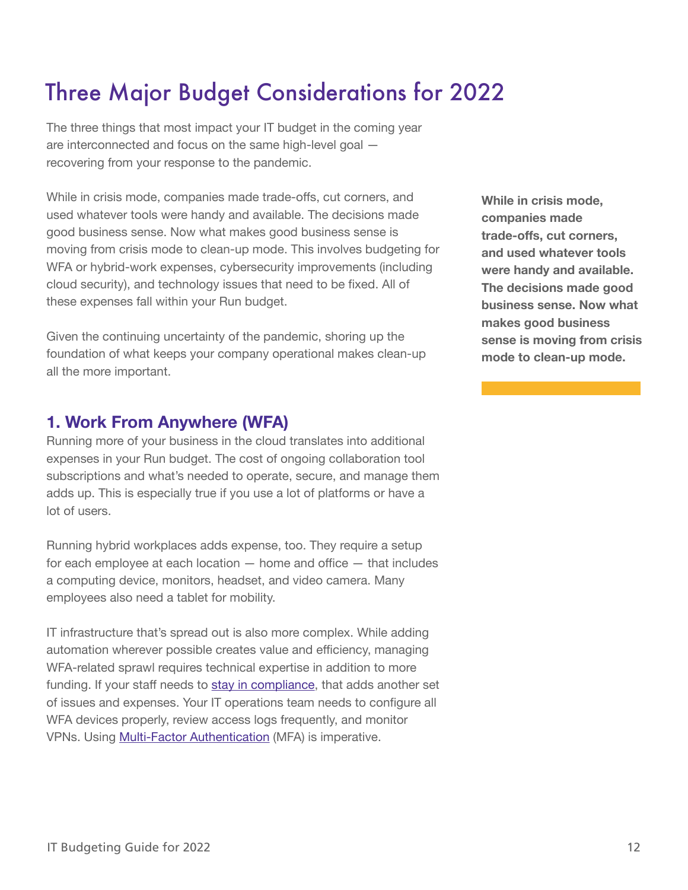# Three Major Budget Considerations for 2022

The three things that most impact your IT budget in the coming year are interconnected and focus on the same high-level goal — recovering from your response to the pandemic.

While in crisis mode, companies made trade-offs, cut corners, and used whatever tools were handy and available. The decisions made good business sense. Now what makes good business sense is moving from crisis mode to clean-up mode. This involves budgeting for WFA or hybrid-work expenses, cybersecurity improvements (including cloud security), and technology issues that need to be fixed. All of these expenses fall within your Run budget.

**While in crisis mode, companies made trade-offs, cut corners, and used whatever tools were handy and available. The decisions made good business sense. Now what makes good business sense is moving from crisis mode to clean-up mode.**

Given the continuing uncertainty of the pandemic, shoring up the foundation of what keeps your company operational makes clean-up all the more important.

### 1. Work From Anywhere (WFA)

Running more of your business in the cloud translates into additional expenses in your Run budget. The cost of ongoing collaboration tool subscriptions and what's needed to operate, secure, and manage them adds up. This is especially true if you use a lot of platforms or have a lot of users.

Running hybrid workplaces adds expense, too. They require a setup for each employee at each location — home and office — that includes a computing device, monitors, headset, and video camera. Many employees also need a tablet for mobility.

IT infrastructure that's spread out is also more complex. While adding automation wherever possible creates value and efficiency, managing WFA-related sprawl requires technical expertise in addition to more funding. If your staff needs to stay in compliance, that adds another set of issues and expenses. Your IT operations team needs to configure all WFA devices properly, review access logs frequently, and monitor VPNs. Using Multi-Factor Authentication (MFA) is imperative.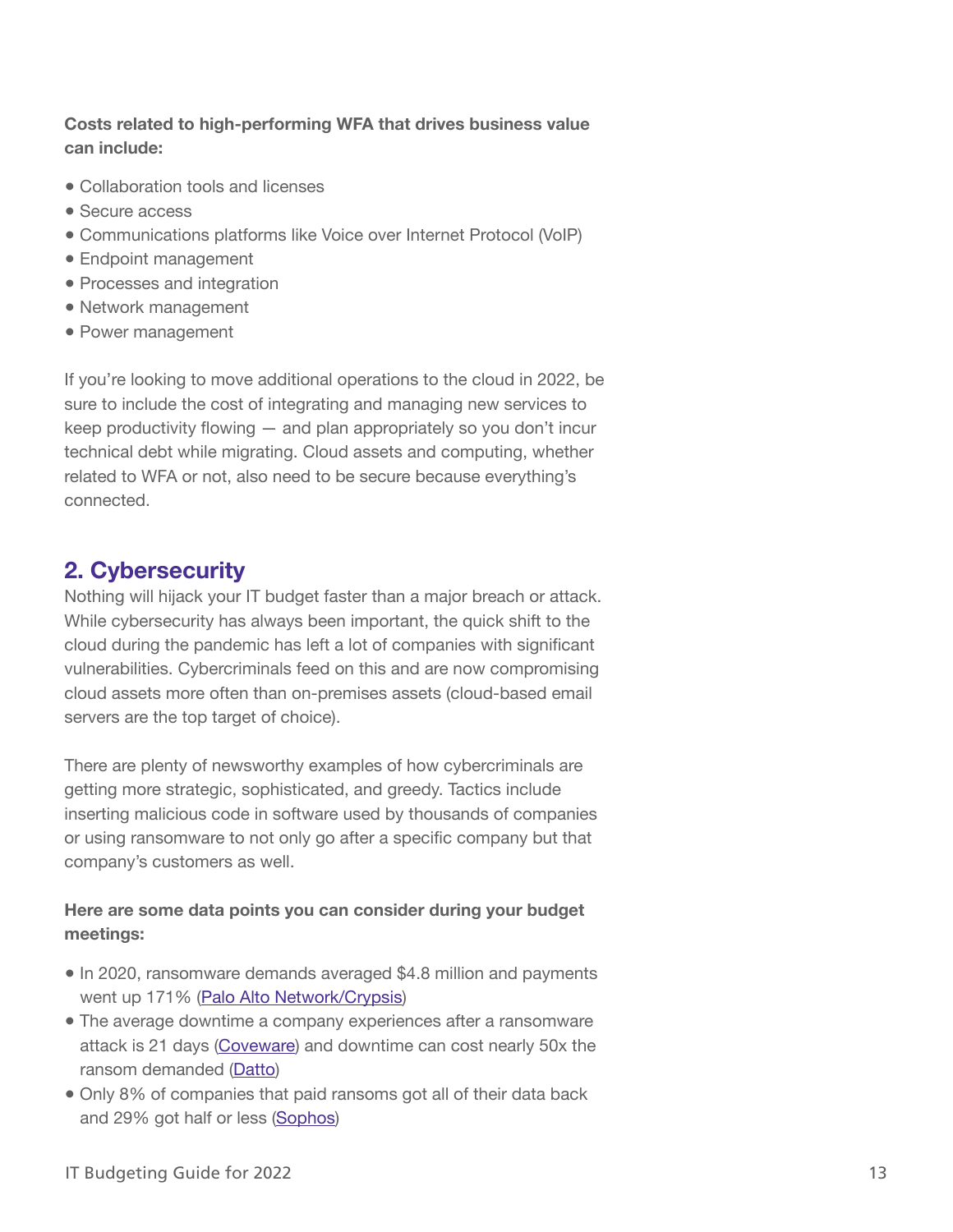**Costs related to high-performing WFA that drives business value can include:**

- Collaboration tools and licenses
- Secure access
- Communications platforms like Voice over Internet Protocol (VoIP)
- Endpoint management
- Processes and integration
- Network management
- Power management

If you're looking to move additional operations to the cloud in 2022, be sure to include the cost of integrating and managing new services to keep productivity flowing — and plan appropriately so you don't incur technical debt while migrating. Cloud assets and computing, whether related to WFA or not, also need to be secure because everything's connected.

## 2. Cybersecurity

Nothing will hijack your IT budget faster than a major breach or attack. While cybersecurity has always been important, the quick shift to the cloud during the pandemic has left a lot of companies with significant vulnerabilities. Cybercriminals feed on this and are now compromising cloud assets more often than on-premises assets (cloud-based email servers are the top target of choice).

There are plenty of newsworthy examples of how cybercriminals are getting more strategic, sophisticated, and greedy. Tactics include inserting malicious code in software used by thousands of companies or using ransomware to not only go after a specific company but that company's customers as well.

**Here are some data points you can consider during your budget meetings:**

- In 2020, ransomware demands averaged $4.8 million and payments went up 171% (Palo Alto Network/Crypsis)
- The average downtime a company experiences after a ransomware attack is 21 days (Coveware) and downtime can cost nearly 50x the ransom demanded (Datto)
- Only 8% of companies that paid ransoms got all of their data back and 29% got half or less (Sophos)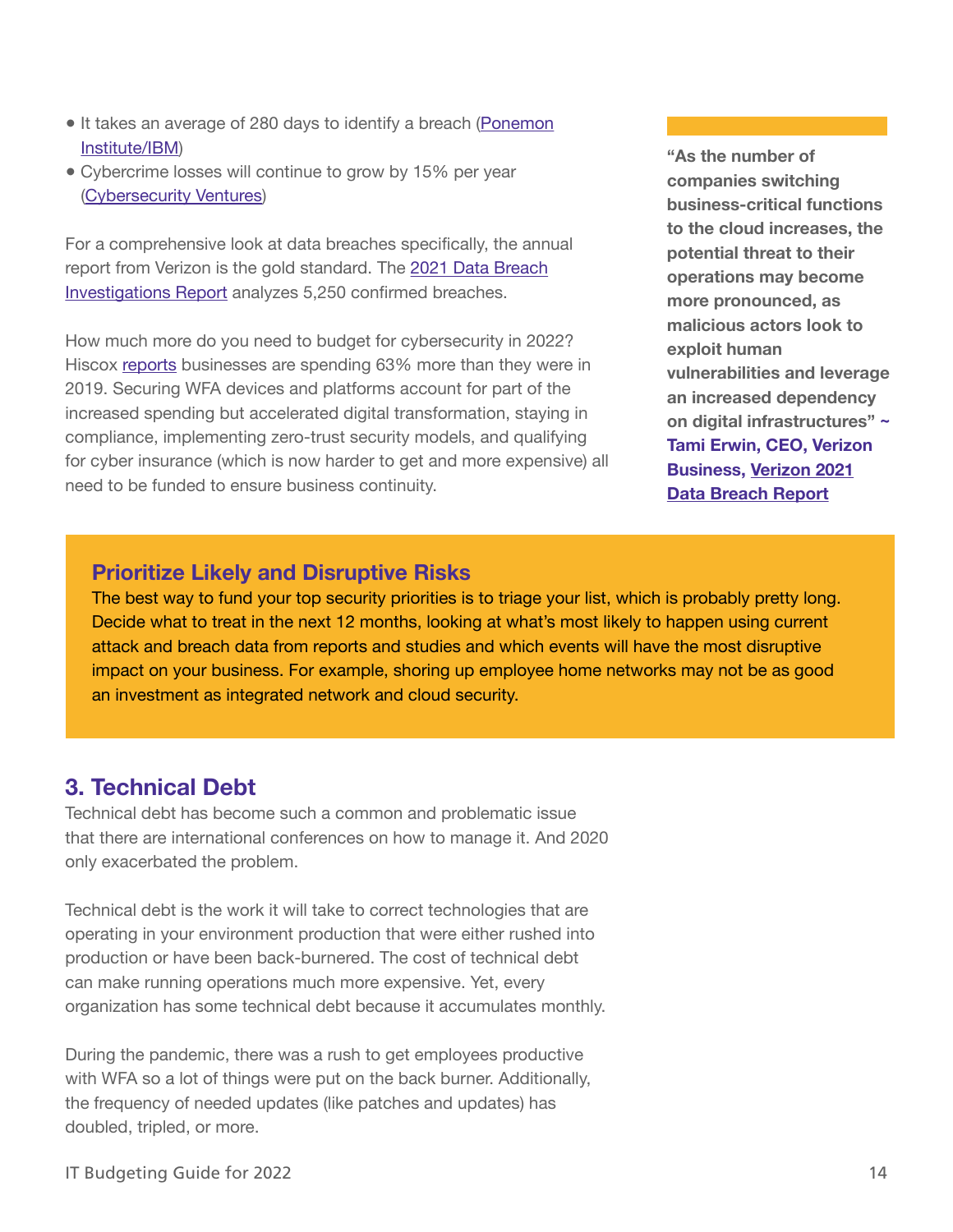- It takes an average of 280 days to identify a breach (Ponemon Institute/IBM)
- Cybercrime losses will continue to grow by 15% per year (Cybersecurity Ventures)

For a comprehensive look at data breaches specifically, the annual report from Verizon is the gold standard. The 2021 Data Breach Investigations Report analyzes 5,250 confirmed breaches.

How much more do you need to budget for cybersecurity in 2022? Hiscox reports businesses are spending 63% more than they were in 2019. Securing WFA devices and platforms account for part of the increased spending but accelerated digital transformation, staying in compliance, implementing zero-trust security models, and qualifying for cyber insurance (which is now harder to get and more expensive) all need to be funded to ensure business continuity.

> **"As the number of companies switching business-critical functions to the cloud increases, the potential threat to their operations may become more pronounced, as malicious actors look to exploit human vulnerabilities and leverage an increased dependency on digital infrastructures" ~ Tami Erwin, CEO, Verizon Business, Verizon 2021 Data Breach Report**

### Prioritize Likely and Disruptive Risks

The best way to fund your top security priorities is to triage your list, which is probably pretty long. Decide what to treat in the next 12 months, looking at what's most likely to happen using current attack and breach data from reports and studies and which events will have the most disruptive impact on your business. For example, shoring up employee home networks may not be as good an investment as integrated network and cloud security.

## 3. Technical Debt

Technical debt has become such a common and problematic issue that there are international conferences on how to manage it. And 2020 only exacerbated the problem.

Technical debt is the work it will take to correct technologies that are operating in your environment production that were either rushed into production or have been back-burnered. The cost of technical debt can make running operations much more expensive. Yet, every organization has some technical debt because it accumulates monthly.

During the pandemic, there was a rush to get employees productive with WFA so a lot of things were put on the back burner. Additionally, the frequency of needed updates (like patches and updates) has doubled, tripled, or more.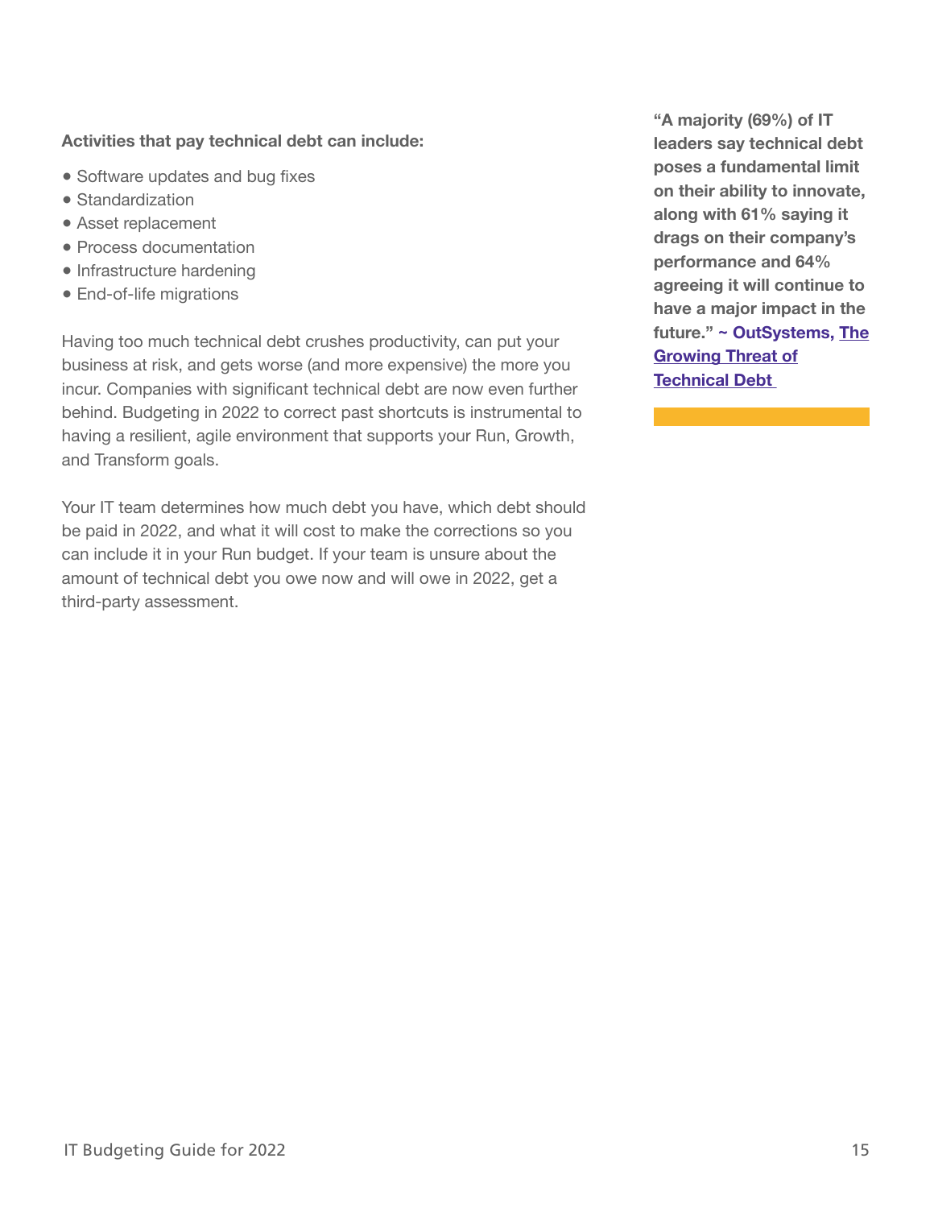**Activities that pay technical debt can include:**

- Software updates and bug fixes
- Standardization
- Asset replacement
- Process documentation
- Infrastructure hardening
- End-of-life migrations

Having too much technical debt crushes productivity, can put your business at risk, and gets worse (and more expensive) the more you incur. Companies with significant technical debt are now even further behind. Budgeting in 2022 to correct past shortcuts is instrumental to having a resilient, agile environment that supports your Run, Growth, and Transform goals.

Your IT team determines how much debt you have, which debt should be paid in 2022, and what it will cost to make the corrections so you can include it in your Run budget. If your team is unsure about the amount of technical debt you owe now and will owe in 2022, get a third-party assessment.

**"A majority (69%) of IT leaders say technical debt poses a fundamental limit on their ability to innovate, along with 61% saying it drags on their company's performance and 64% agreeing it will continue to have a major impact in the future." ~ OutSystems, The Growing Threat of Technical Debt**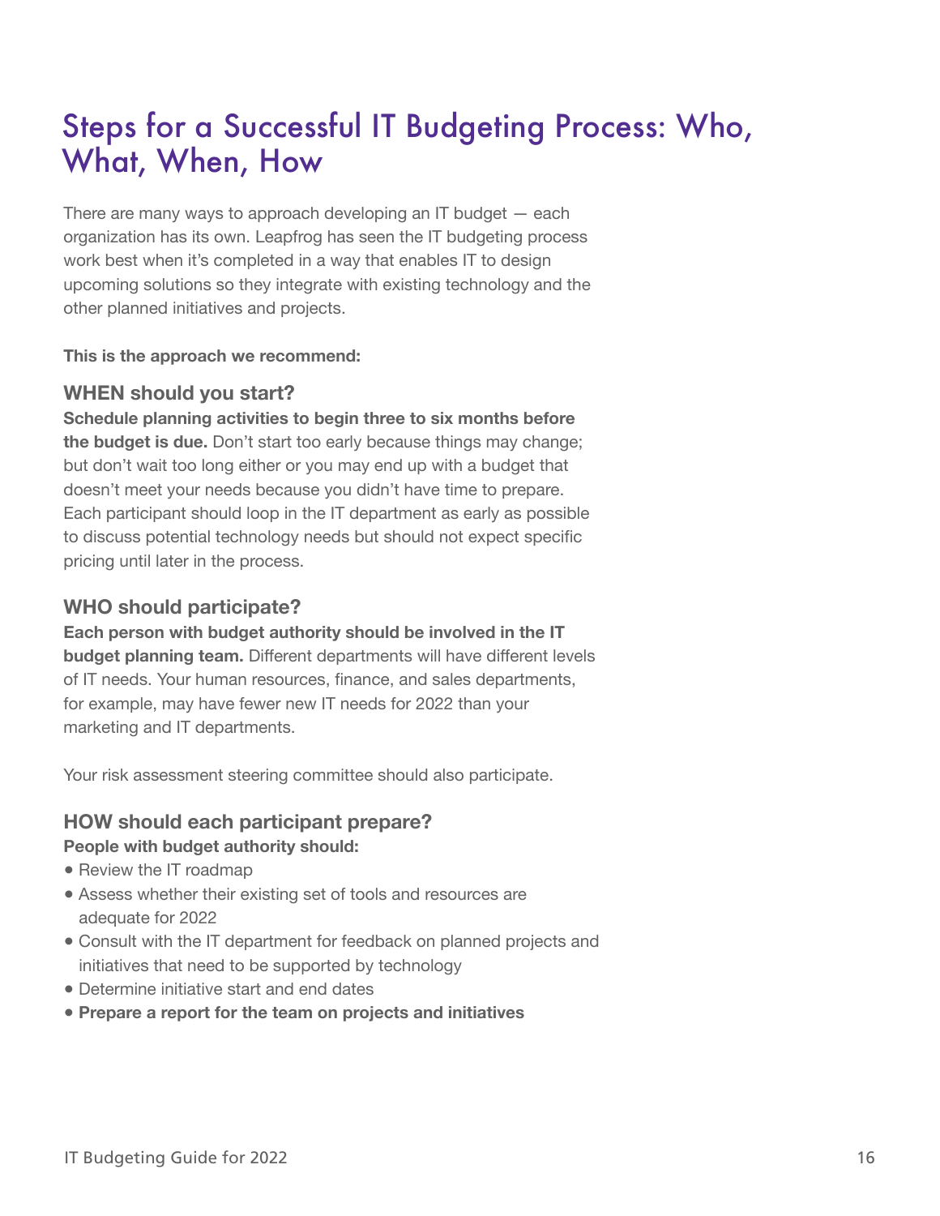# Steps for a Successful IT Budgeting Process: Who, What, When, How

There are many ways to approach developing an IT budget — each organization has its own. Leapfrog has seen the IT budgeting process work best when it's completed in a way that enables IT to design upcoming solutions so they integrate with existing technology and the other planned initiatives and projects.

**This is the approach we recommend:**

### WHEN should you start?

**Schedule planning activities to begin three to six months before the budget is due.** Don't start too early because things may change; but don't wait too long either or you may end up with a budget that doesn't meet your needs because you didn't have time to prepare. Each participant should loop in the IT department as early as possible to discuss potential technology needs but should not expect specific pricing until later in the process.

### WHO should participate?

**Each person with budget authority should be involved in the IT budget planning team.** Different departments will have different levels of IT needs. Your human resources, finance, and sales departments, for example, may have fewer new IT needs for 2022 than your marketing and IT departments.

Your risk assessment steering committee should also participate.

### HOW should each participant prepare?

**People with budget authority should:**

- Review the IT roadmap
- Assess whether their existing set of tools and resources are adequate for 2022
- Consult with the IT department for feedback on planned projects and initiatives that need to be supported by technology
- Determine initiative start and end dates
- **Prepare a report for the team on projects and initiatives**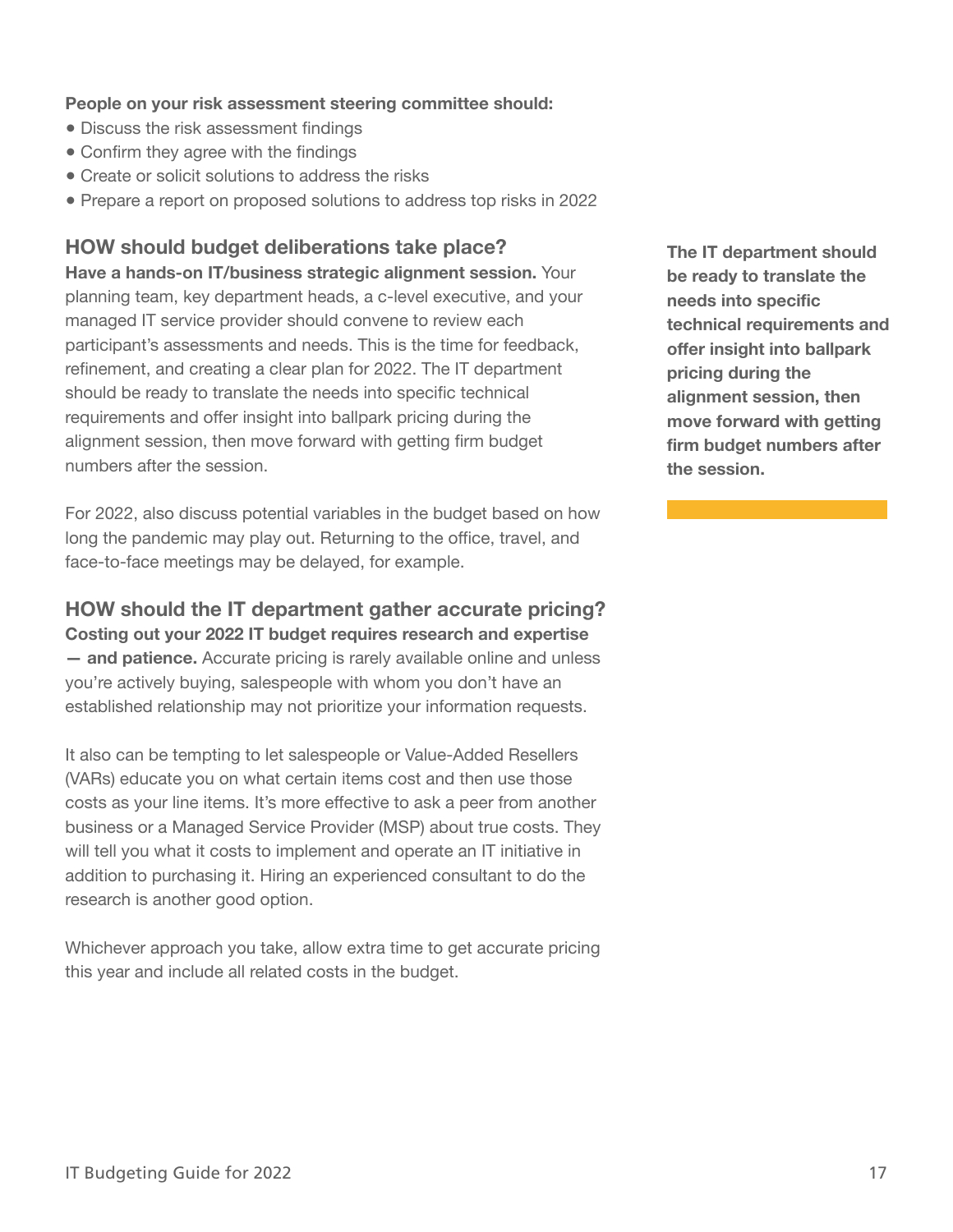**People on your risk assessment steering committee should:**

- Discuss the risk assessment findings
- Confirm they agree with the findings
- Create or solicit solutions to address the risks
- Prepare a report on proposed solutions to address top risks in 2022

## HOW should budget deliberations take place?

**Have a hands-on IT/business strategic alignment session.** Your planning team, key department heads, a c-level executive, and your managed IT service provider should convene to review each participant's assessments and needs. This is the time for feedback, refinement, and creating a clear plan for 2022. The IT department should be ready to translate the needs into specific technical requirements and offer insight into ballpark pricing during the alignment session, then move forward with getting firm budget numbers after the session.

**The IT department should be ready to translate the needs into specific technical requirements and offer insight into ballpark pricing during the alignment session, then move forward with getting firm budget numbers after the session.**

For 2022, also discuss potential variables in the budget based on how long the pandemic may play out. Returning to the office, travel, and face-to-face meetings may be delayed, for example.

## HOW should the IT department gather accurate pricing?

**Costing out your 2022 IT budget requires research and expertise — and patience.** Accurate pricing is rarely available online and unless you're actively buying, salespeople with whom you don't have an established relationship may not prioritize your information requests.

It also can be tempting to let salespeople or Value-Added Resellers (VARs) educate you on what certain items cost and then use those costs as your line items. It's more effective to ask a peer from another business or a Managed Service Provider (MSP) about true costs. They will tell you what it costs to implement and operate an IT initiative in addition to purchasing it. Hiring an experienced consultant to do the research is another good option.

Whichever approach you take, allow extra time to get accurate pricing this year and include all related costs in the budget.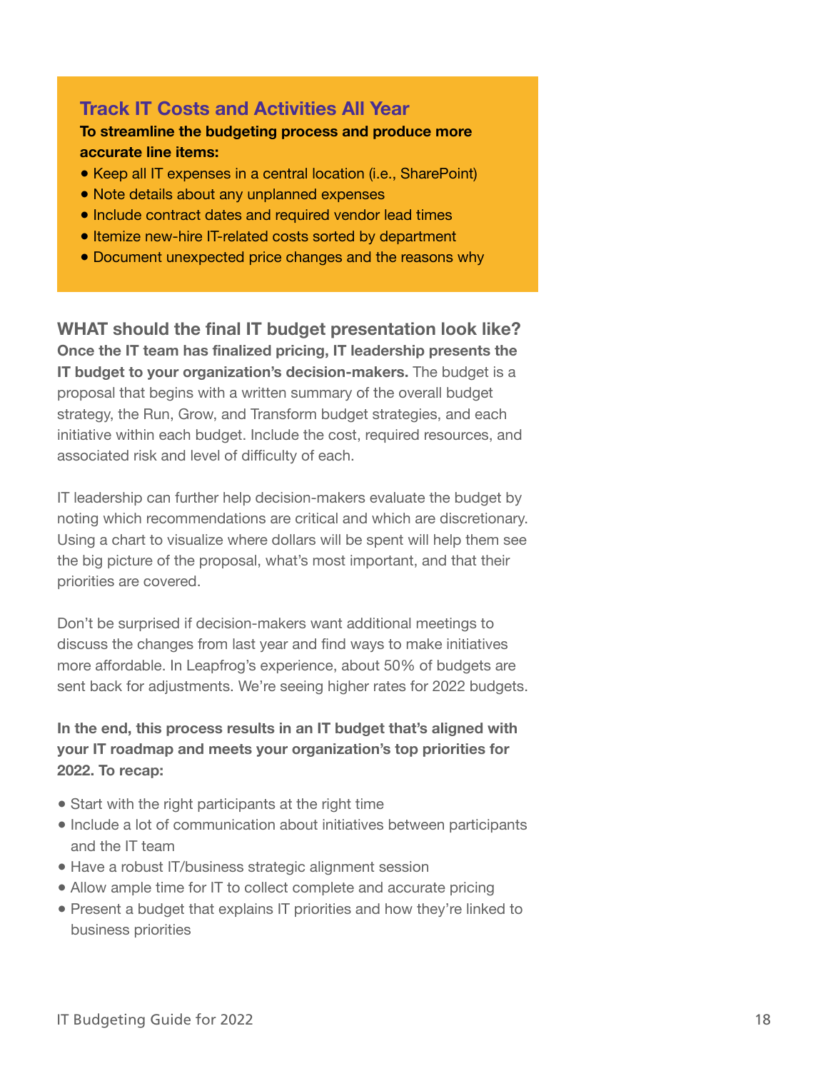## Track IT Costs and Activities All Year

**To streamline the budgeting process and produce more accurate line items:**

- Keep all IT expenses in a central location (i.e., SharePoint)
- Note details about any unplanned expenses
- Include contract dates and required vendor lead times
- Itemize new-hire IT-related costs sorted by department
- Document unexpected price changes and the reasons why

## WHAT should the final IT budget presentation look like?

**Once the IT team has finalized pricing, IT leadership presents the IT budget to your organization's decision-makers.** The budget is a proposal that begins with a written summary of the overall budget strategy, the Run, Grow, and Transform budget strategies, and each initiative within each budget. Include the cost, required resources, and associated risk and level of difficulty of each.

IT leadership can further help decision-makers evaluate the budget by noting which recommendations are critical and which are discretionary. Using a chart to visualize where dollars will be spent will help them see the big picture of the proposal, what's most important, and that their priorities are covered.

Don't be surprised if decision-makers want additional meetings to discuss the changes from last year and find ways to make initiatives more affordable. In Leapfrog's experience, about 50% of budgets are sent back for adjustments. We're seeing higher rates for 2022 budgets.

**In the end, this process results in an IT budget that's aligned with your IT roadmap and meets your organization's top priorities for 2022. To recap:**

- Start with the right participants at the right time
- Include a lot of communication about initiatives between participants and the IT team
- Have a robust IT/business strategic alignment session
- Allow ample time for IT to collect complete and accurate pricing
- Present a budget that explains IT priorities and how they're linked to business priorities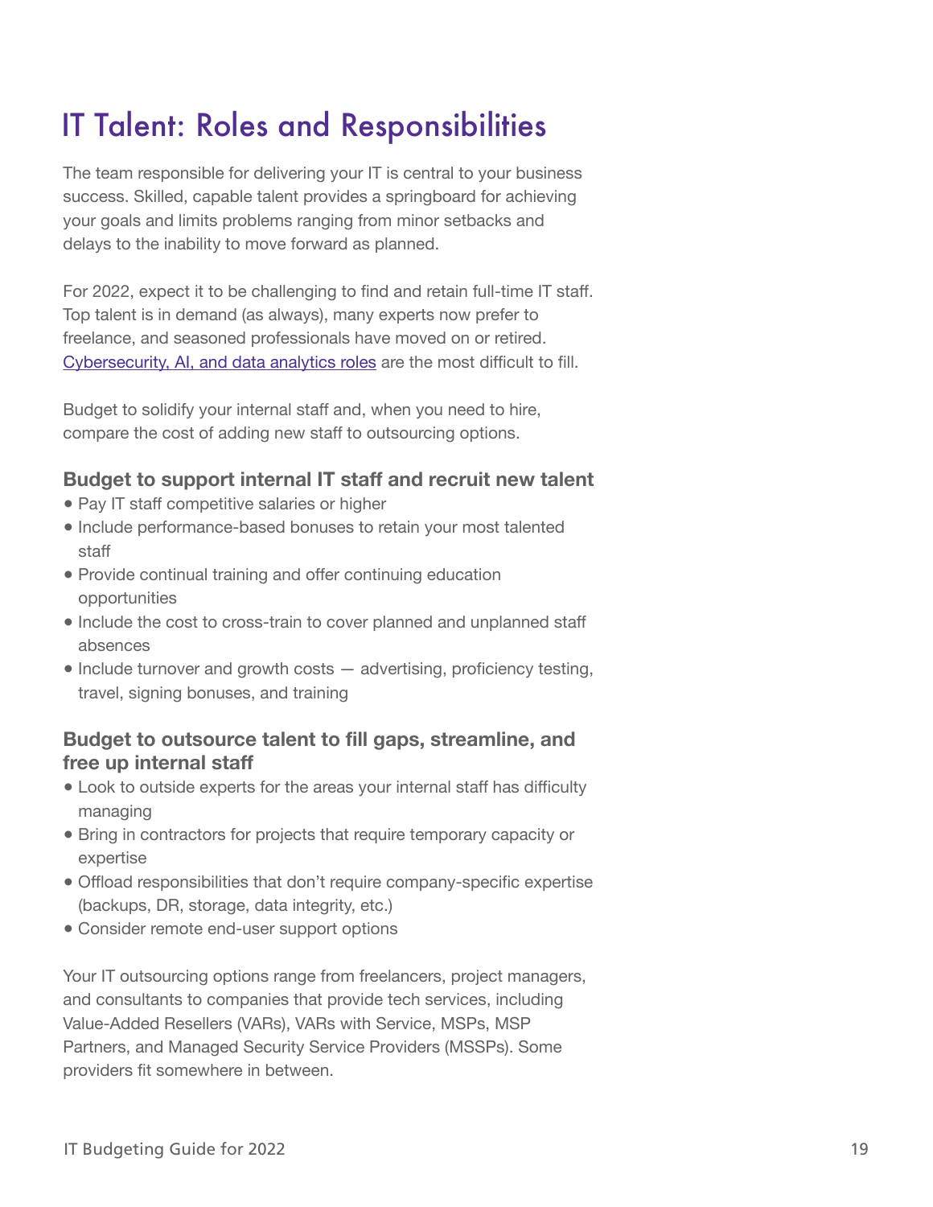# IT Talent: Roles and Responsibilities

The team responsible for delivering your IT is central to your business success. Skilled, capable talent provides a springboard for achieving your goals and limits problems ranging from minor setbacks and delays to the inability to move forward as planned.

For 2022, expect it to be challenging to find and retain full-time IT staff. Top talent is in demand (as always), many experts now prefer to freelance, and seasoned professionals have moved on or retired. Cybersecurity, AI, and data analytics roles are the most difficult to fill.

Budget to solidify your internal staff and, when you need to hire, compare the cost of adding new staff to outsourcing options.

### Budget to support internal IT staff and recruit new talent

- Pay IT staff competitive salaries or higher
- Include performance-based bonuses to retain your most talented staff
- Provide continual training and offer continuing education opportunities
- Include the cost to cross-train to cover planned and unplanned staff absences
- Include turnover and growth costs — advertising, proficiency testing, travel, signing bonuses, and training

### Budget to outsource talent to fill gaps, streamline, and free up internal staff

- Look to outside experts for the areas your internal staff has difficulty managing
- Bring in contractors for projects that require temporary capacity or expertise
- Offload responsibilities that don't require company-specific expertise (backups, DR, storage, data integrity, etc.)
- Consider remote end-user support options

Your IT outsourcing options range from freelancers, project managers, and consultants to companies that provide tech services, including Value-Added Resellers (VARs), VARs with Service, MSPs, MSP Partners, and Managed Security Service Providers (MSSPs). Some providers fit somewhere in between.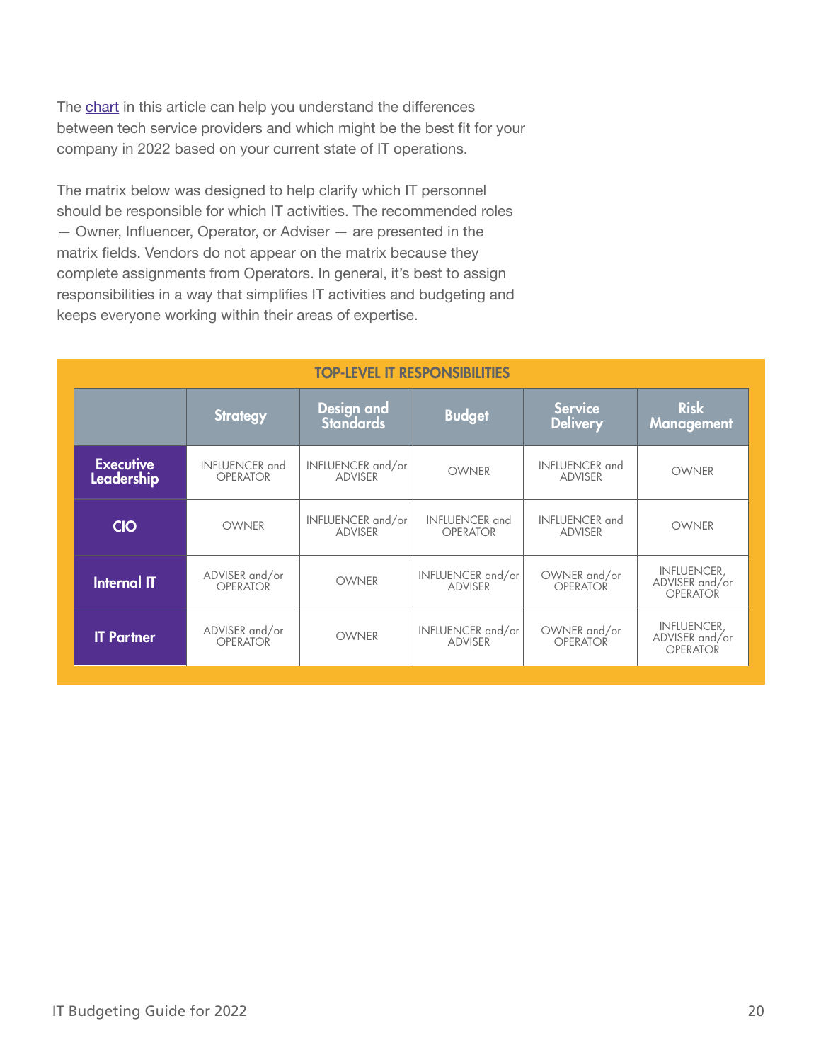The [chart](#) in this article can help you understand the differences between tech service providers and which might be the best fit for your company in 2022 based on your current state of IT operations.

The matrix below was designed to help clarify which IT personnel should be responsible for which IT activities. The recommended roles — Owner, Influencer, Operator, or Adviser — are presented in the matrix fields. Vendors do not appear on the matrix because they complete assignments from Operators. In general, it's best to assign responsibilities in a way that simplifies IT activities and budgeting and keeps everyone working within their areas of expertise.

**TOP-LEVEL IT RESPONSIBILITIES**

| | Strategy | Design and Standards | Budget | Service Delivery | Risk Management |
|---|---|---|---|---|---|
| **Executive Leadership** | INFLUENCER and OPERATOR | INFLUENCER and/or ADVISER | OWNER | INFLUENCER and ADVISER | OWNER |
| **CIO** | OWNER | INFLUENCER and/or ADVISER | INFLUENCER and OPERATOR | INFLUENCER and ADVISER | OWNER |
| **Internal IT** | ADVISER and/or OPERATOR | OWNER | INFLUENCER and/or ADVISER | OWNER and/or OPERATOR | INFLUENCER, ADVISER and/or OPERATOR |
| **IT Partner** | ADVISER and/or OPERATOR | OWNER | INFLUENCER and/or ADVISER | OWNER and/or OPERATOR | INFLUENCER, ADVISER and/or OPERATOR |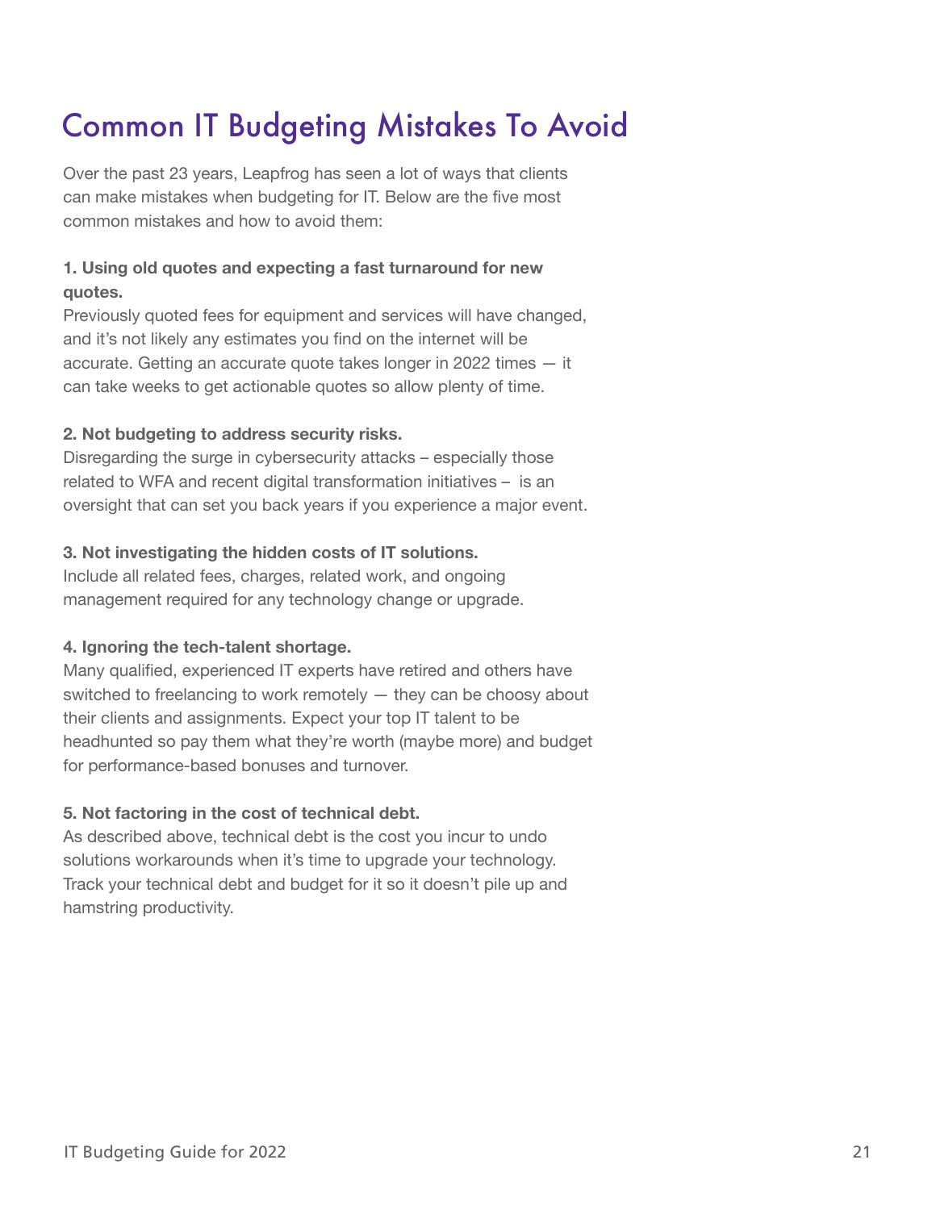# Common IT Budgeting Mistakes To Avoid

Over the past 23 years, Leapfrog has seen a lot of ways that clients can make mistakes when budgeting for IT. Below are the five most common mistakes and how to avoid them:

**1. Using old quotes and expecting a fast turnaround for new quotes.**
Previously quoted fees for equipment and services will have changed, and it's not likely any estimates you find on the internet will be accurate. Getting an accurate quote takes longer in 2022 times — it can take weeks to get actionable quotes so allow plenty of time.

**2. Not budgeting to address security risks.**
Disregarding the surge in cybersecurity attacks – especially those related to WFA and recent digital transformation initiatives – is an oversight that can set you back years if you experience a major event.

**3. Not investigating the hidden costs of IT solutions.**
Include all related fees, charges, related work, and ongoing management required for any technology change or upgrade.

**4. Ignoring the tech-talent shortage.**
Many qualified, experienced IT experts have retired and others have switched to freelancing to work remotely — they can be choosy about their clients and assignments. Expect your top IT talent to be headhunted so pay them what they're worth (maybe more) and budget for performance-based bonuses and turnover.

**5. Not factoring in the cost of technical debt.**
As described above, technical debt is the cost you incur to undo solutions workarounds when it's time to upgrade your technology. Track your technical debt and budget for it so it doesn't pile up and hamstring productivity.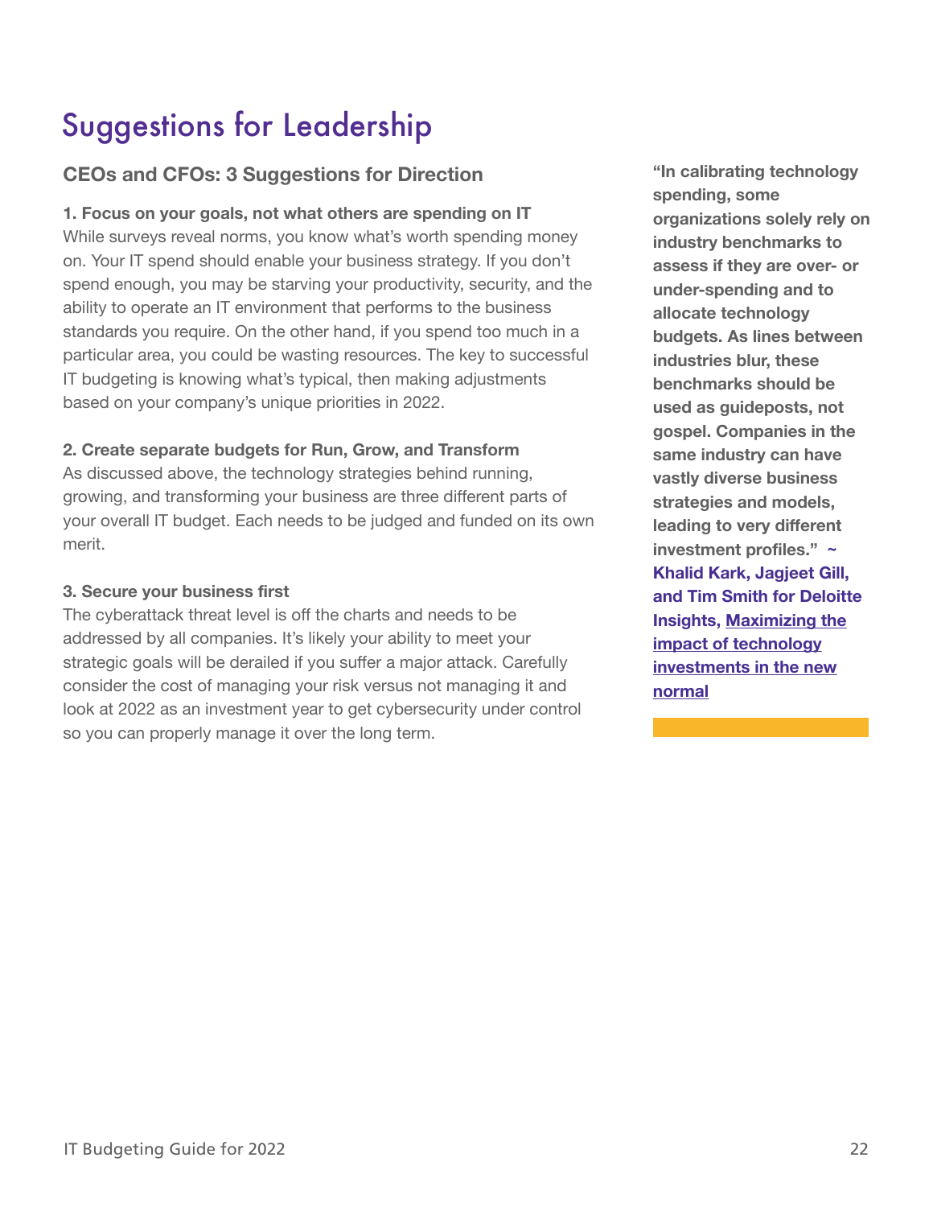# Suggestions for Leadership

## CEOs and CFOs: 3 Suggestions for Direction

**1. Focus on your goals, not what others are spending on IT**

While surveys reveal norms, you know what's worth spending money on. Your IT spend should enable your business strategy. If you don't spend enough, you may be starving your productivity, security, and the ability to operate an IT environment that performs to the business standards you require. On the other hand, if you spend too much in a particular area, you could be wasting resources. The key to successful IT budgeting is knowing what's typical, then making adjustments based on your company's unique priorities in 2022.

**2. Create separate budgets for Run, Grow, and Transform**

As discussed above, the technology strategies behind running, growing, and transforming your business are three different parts of your overall IT budget. Each needs to be judged and funded on its own merit.

**3. Secure your business first**

The cyberattack threat level is off the charts and needs to be addressed by all companies. It's likely your ability to meet your strategic goals will be derailed if you suffer a major attack. Carefully consider the cost of managing your risk versus not managing it and look at 2022 as an investment year to get cybersecurity under control so you can properly manage it over the long term.

**"In calibrating technology spending, some organizations solely rely on industry benchmarks to assess if they are over- or under-spending and to allocate technology budgets. As lines between industries blur, these benchmarks should be used as guideposts, not gospel. Companies in the same industry can have vastly diverse business strategies and models, leading to very different investment profiles." ~ Khalid Kark, Jagjeet Gill, and Tim Smith for Deloitte Insights, Maximizing the impact of technology investments in the new normal**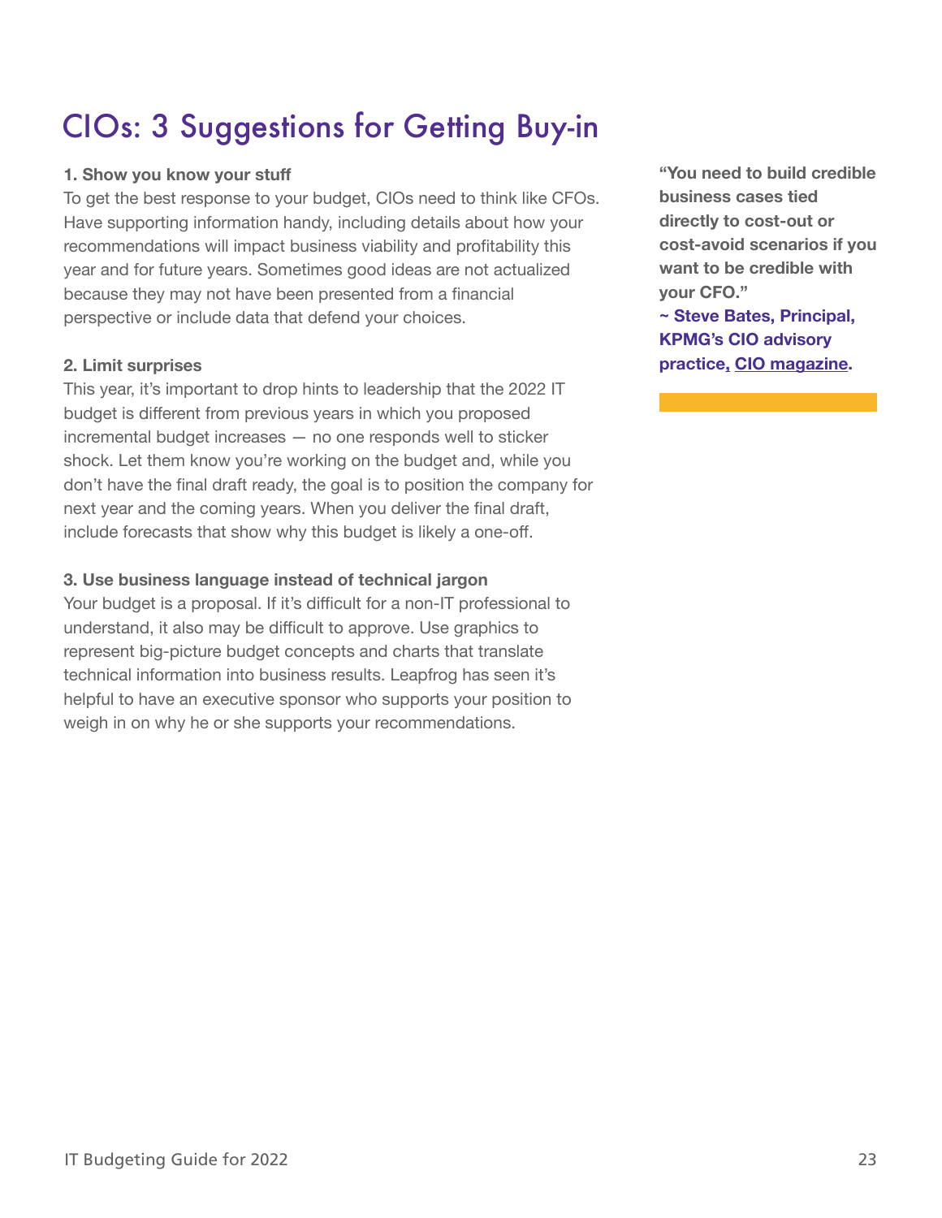# CIOs: 3 Suggestions for Getting Buy-in

**1. Show you know your stuff**

To get the best response to your budget, CIOs need to think like CFOs. Have supporting information handy, including details about how your recommendations will impact business viability and profitability this year and for future years. Sometimes good ideas are not actualized because they may not have been presented from a financial perspective or include data that defend your choices.

**2. Limit surprises**

This year, it's important to drop hints to leadership that the 2022 IT budget is different from previous years in which you proposed incremental budget increases — no one responds well to sticker shock. Let them know you're working on the budget and, while you don't have the final draft ready, the goal is to position the company for next year and the coming years. When you deliver the final draft, include forecasts that show why this budget is likely a one-off.

**3. Use business language instead of technical jargon**

Your budget is a proposal. If it's difficult for a non-IT professional to understand, it also may be difficult to approve. Use graphics to represent big-picture budget concepts and charts that translate technical information into business results. Leapfrog has seen it's helpful to have an executive sponsor who supports your position to weigh in on why he or she supports your recommendations.

**"You need to build credible business cases tied directly to cost-out or cost-avoid scenarios if you want to be credible with your CFO."**
**~ Steve Bates, Principal, KPMG's CIO advisory practice, CIO magazine.**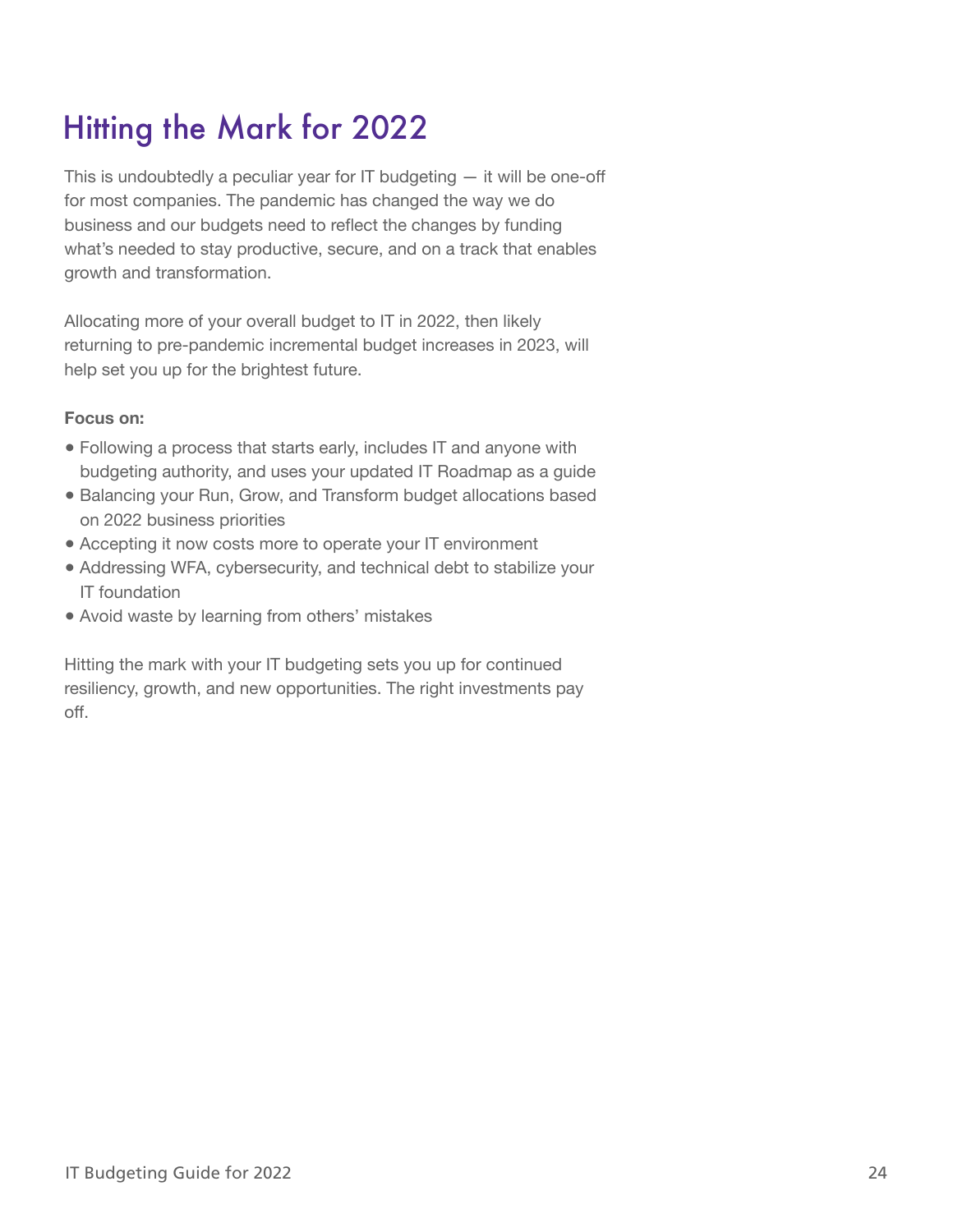# Hitting the Mark for 2022

This is undoubtedly a peculiar year for IT budgeting — it will be one-off for most companies. The pandemic has changed the way we do business and our budgets need to reflect the changes by funding what's needed to stay productive, secure, and on a track that enables growth and transformation.

Allocating more of your overall budget to IT in 2022, then likely returning to pre-pandemic incremental budget increases in 2023, will help set you up for the brightest future.

**Focus on:**

- Following a process that starts early, includes IT and anyone with budgeting authority, and uses your updated IT Roadmap as a guide
- Balancing your Run, Grow, and Transform budget allocations based on 2022 business priorities
- Accepting it now costs more to operate your IT environment
- Addressing WFA, cybersecurity, and technical debt to stabilize your IT foundation
- Avoid waste by learning from others' mistakes

Hitting the mark with your IT budgeting sets you up for continued resiliency, growth, and new opportunities. The right investments pay off.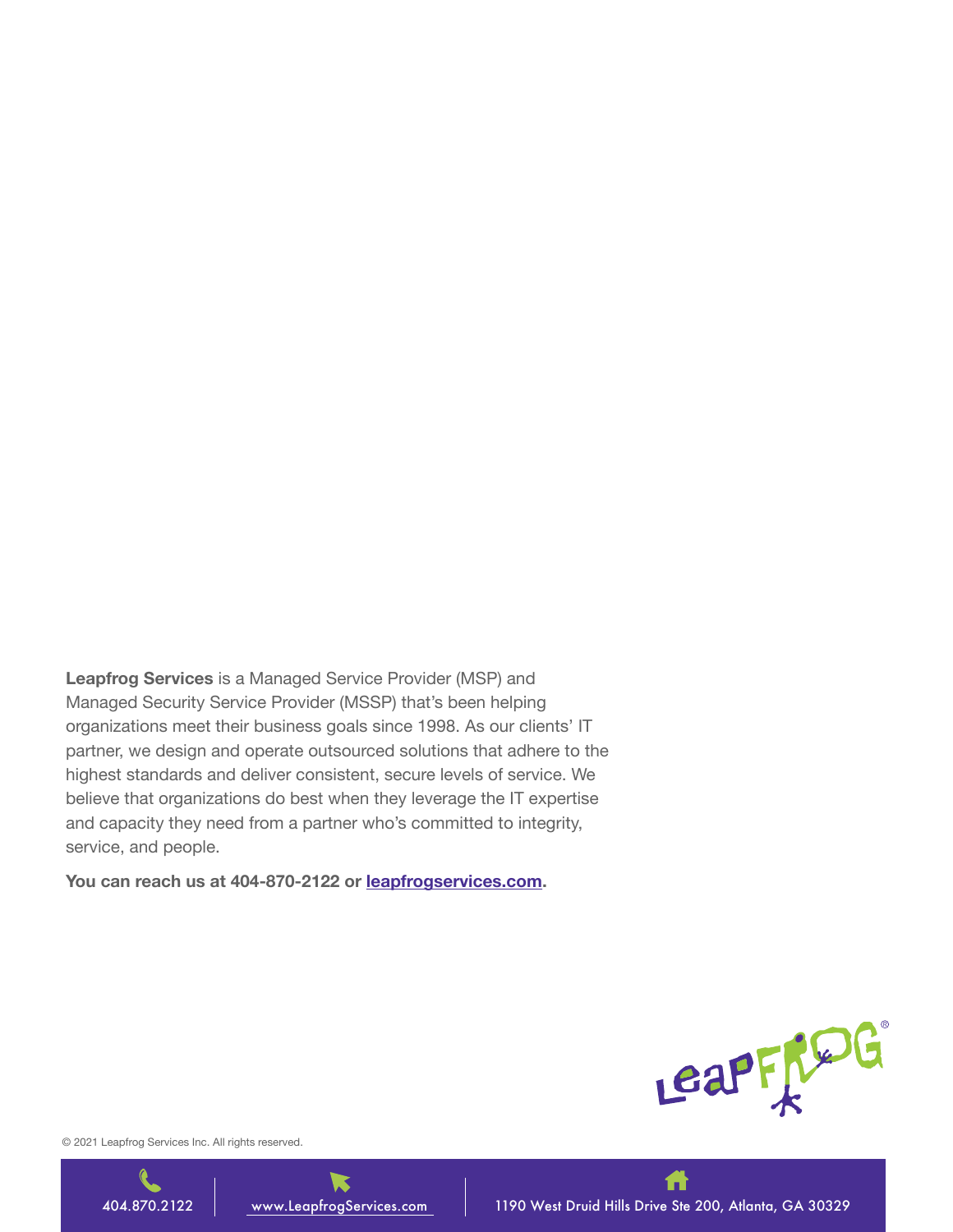**Leapfrog Services** is a Managed Service Provider (MSP) and Managed Security Service Provider (MSSP) that's been helping organizations meet their business goals since 1998. As our clients' IT partner, we design and operate outsourced solutions that adhere to the highest standards and deliver consistent, secure levels of service. We believe that organizations do best when they leverage the IT expertise and capacity they need from a partner who's committed to integrity, service, and people.

**You can reach us at 404-870-2122 or [leapfrogservices.com](https://leapfrogservices.com).**

© 2021 Leapfrog Services Inc. All rights reserved.

404.870.2122 | www.LeapfrogServices.com | 1190 West Druid Hills Drive Ste 200, Atlanta, GA 30329